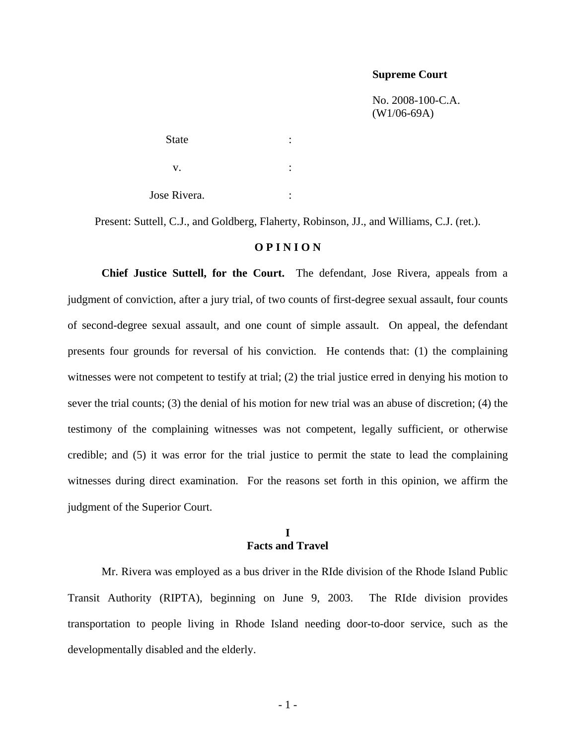**Supreme Court**

No. 2008-100-C.A.
(W1/06-69A)

State :

v. :

Jose Rivera. :

Present: Suttell, C.J., and Goldberg, Flaherty, Robinson, JJ., and Williams, C.J. (ret.).

# O P I N I O N

**Chief Justice Suttell, for the Court.** The defendant, Jose Rivera, appeals from a judgment of conviction, after a jury trial, of two counts of first-degree sexual assault, four counts of second-degree sexual assault, and one count of simple assault. On appeal, the defendant presents four grounds for reversal of his conviction. He contends that: (1) the complaining witnesses were not competent to testify at trial; (2) the trial justice erred in denying his motion to sever the trial counts; (3) the denial of his motion for new trial was an abuse of discretion; (4) the testimony of the complaining witnesses was not competent, legally sufficient, or otherwise credible; and (5) it was error for the trial justice to permit the state to lead the complaining witnesses during direct examination. For the reasons set forth in this opinion, we affirm the judgment of the Superior Court.

## I
## Facts and Travel

Mr. Rivera was employed as a bus driver in the RIde division of the Rhode Island Public Transit Authority (RIPTA), beginning on June 9, 2003. The RIde division provides transportation to people living in Rhode Island needing door-to-door service, such as the developmentally disabled and the elderly.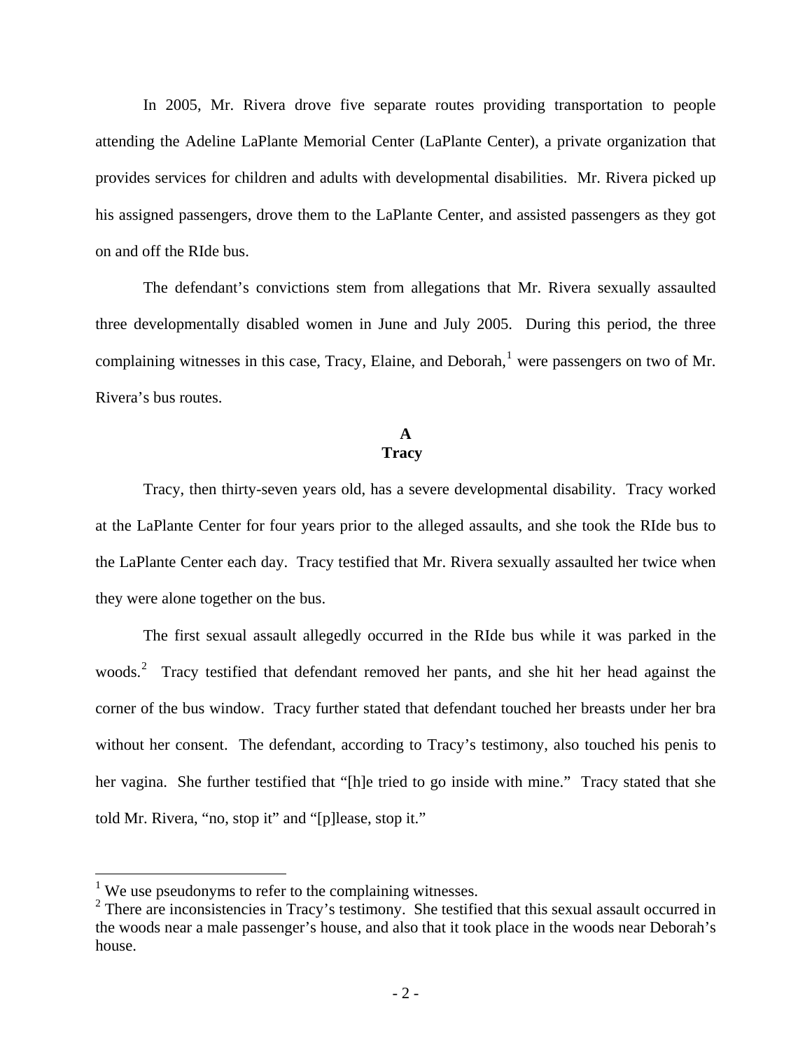In 2005, Mr. Rivera drove five separate routes providing transportation to people attending the Adeline LaPlante Memorial Center (LaPlante Center), a private organization that provides services for children and adults with developmental disabilities. Mr. Rivera picked up his assigned passengers, drove them to the LaPlante Center, and assisted passengers as they got on and off the RIde bus.

The defendant's convictions stem from allegations that Mr. Rivera sexually assaulted three developmentally disabled women in June and July 2005. During this period, the three complaining witnesses in this case, Tracy, Elaine, and Deborah,[1] were passengers on two of Mr. Rivera's bus routes.

### A
### Tracy

Tracy, then thirty-seven years old, has a severe developmental disability. Tracy worked at the LaPlante Center for four years prior to the alleged assaults, and she took the RIde bus to the LaPlante Center each day. Tracy testified that Mr. Rivera sexually assaulted her twice when they were alone together on the bus.

The first sexual assault allegedly occurred in the RIde bus while it was parked in the woods.[2] Tracy testified that defendant removed her pants, and she hit her head against the corner of the bus window. Tracy further stated that defendant touched her breasts under her bra without her consent. The defendant, according to Tracy's testimony, also touched his penis to her vagina. She further testified that "[h]e tried to go inside with mine." Tracy stated that she told Mr. Rivera, "no, stop it" and "[p]lease, stop it."

---

[1] We use pseudonyms to refer to the complaining witnesses.

[2] There are inconsistencies in Tracy's testimony. She testified that this sexual assault occurred in the woods near a male passenger's house, and also that it took place in the woods near Deborah's house.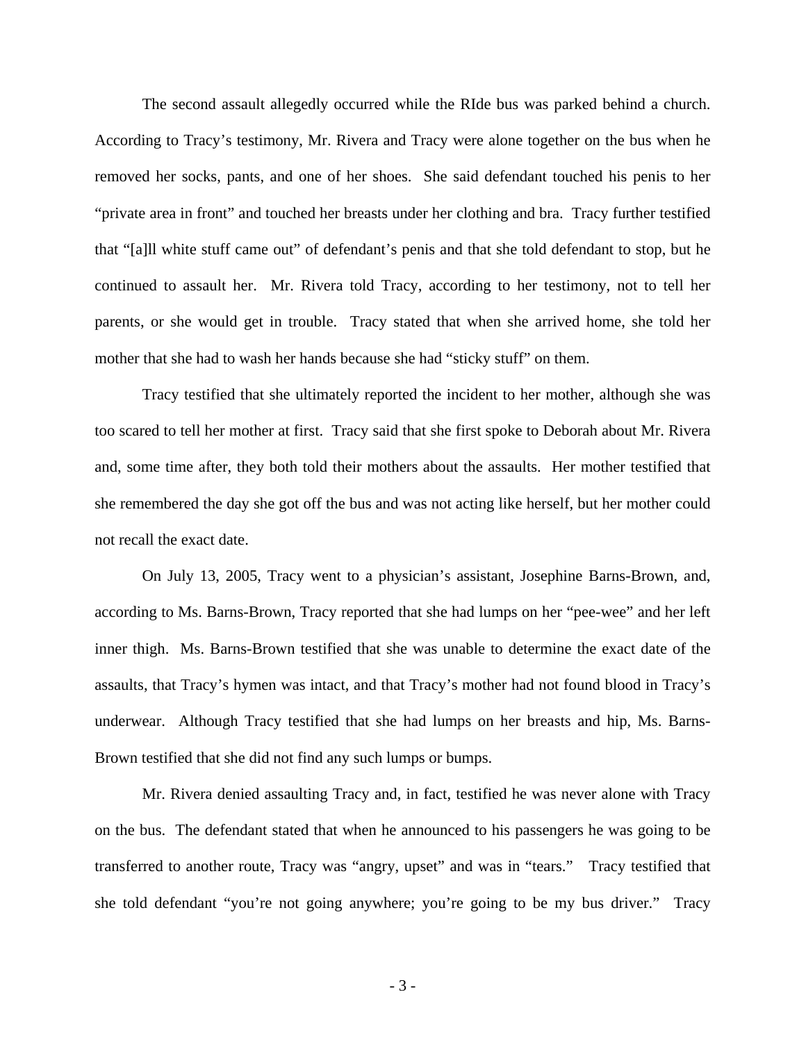The second assault allegedly occurred while the RIde bus was parked behind a church. According to Tracy's testimony, Mr. Rivera and Tracy were alone together on the bus when he removed her socks, pants, and one of her shoes. She said defendant touched his penis to her "private area in front" and touched her breasts under her clothing and bra. Tracy further testified that "[a]ll white stuff came out" of defendant's penis and that she told defendant to stop, but he continued to assault her. Mr. Rivera told Tracy, according to her testimony, not to tell her parents, or she would get in trouble. Tracy stated that when she arrived home, she told her mother that she had to wash her hands because she had "sticky stuff" on them.

Tracy testified that she ultimately reported the incident to her mother, although she was too scared to tell her mother at first. Tracy said that she first spoke to Deborah about Mr. Rivera and, some time after, they both told their mothers about the assaults. Her mother testified that she remembered the day she got off the bus and was not acting like herself, but her mother could not recall the exact date.

On July 13, 2005, Tracy went to a physician's assistant, Josephine Barns-Brown, and, according to Ms. Barns-Brown, Tracy reported that she had lumps on her "pee-wee" and her left inner thigh. Ms. Barns-Brown testified that she was unable to determine the exact date of the assaults, that Tracy's hymen was intact, and that Tracy's mother had not found blood in Tracy's underwear. Although Tracy testified that she had lumps on her breasts and hip, Ms. Barns-Brown testified that she did not find any such lumps or bumps.

Mr. Rivera denied assaulting Tracy and, in fact, testified he was never alone with Tracy on the bus. The defendant stated that when he announced to his passengers he was going to be transferred to another route, Tracy was "angry, upset" and was in "tears." Tracy testified that she told defendant "you're not going anywhere; you're going to be my bus driver." Tracy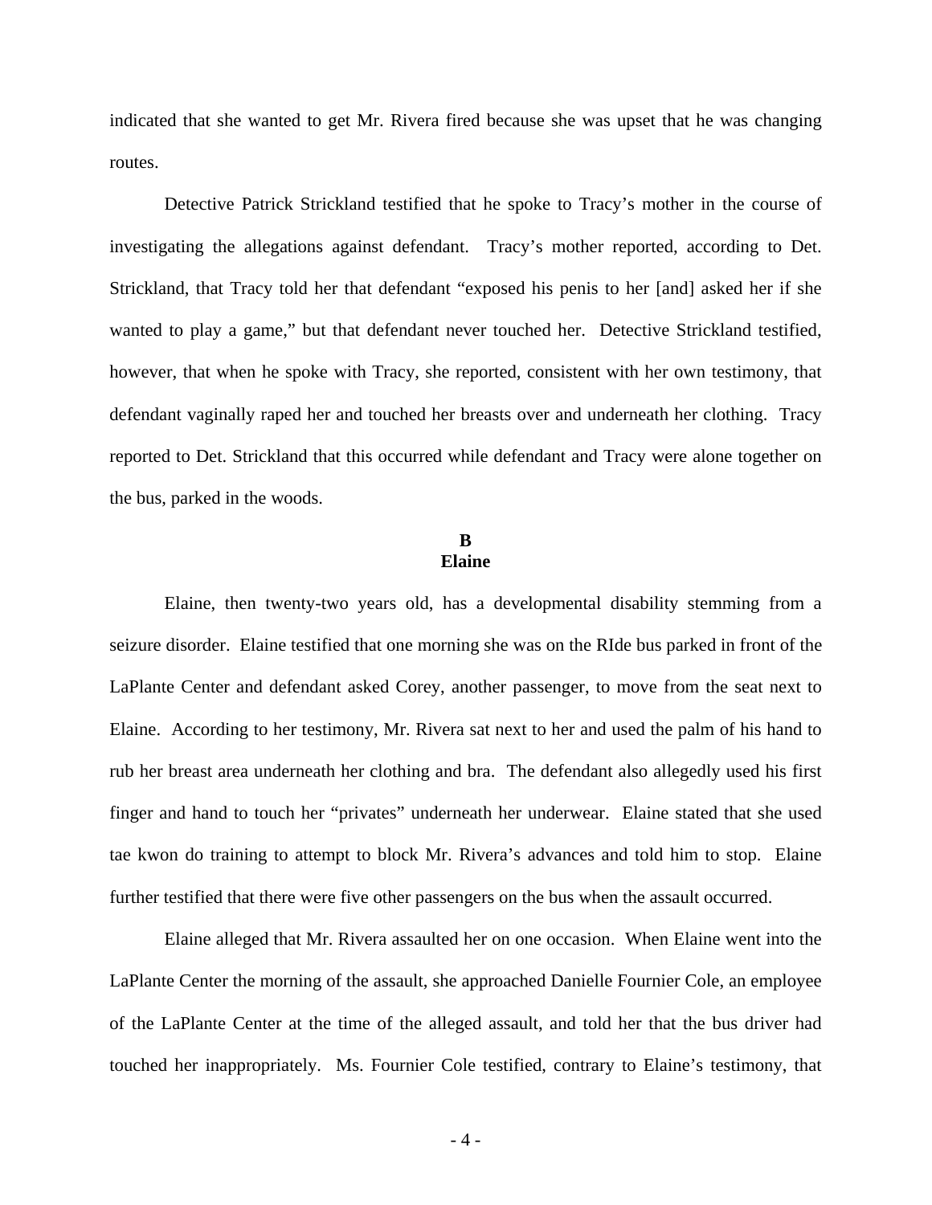indicated that she wanted to get Mr. Rivera fired because she was upset that he was changing routes.

Detective Patrick Strickland testified that he spoke to Tracy's mother in the course of investigating the allegations against defendant. Tracy's mother reported, according to Det. Strickland, that Tracy told her that defendant "exposed his penis to her [and] asked her if she wanted to play a game," but that defendant never touched her. Detective Strickland testified, however, that when he spoke with Tracy, she reported, consistent with her own testimony, that defendant vaginally raped her and touched her breasts over and underneath her clothing. Tracy reported to Det. Strickland that this occurred while defendant and Tracy were alone together on the bus, parked in the woods.

## B
## Elaine

Elaine, then twenty-two years old, has a developmental disability stemming from a seizure disorder. Elaine testified that one morning she was on the RIde bus parked in front of the LaPlante Center and defendant asked Corey, another passenger, to move from the seat next to Elaine. According to her testimony, Mr. Rivera sat next to her and used the palm of his hand to rub her breast area underneath her clothing and bra. The defendant also allegedly used his first finger and hand to touch her "privates" underneath her underwear. Elaine stated that she used tae kwon do training to attempt to block Mr. Rivera's advances and told him to stop. Elaine further testified that there were five other passengers on the bus when the assault occurred.

Elaine alleged that Mr. Rivera assaulted her on one occasion. When Elaine went into the LaPlante Center the morning of the assault, she approached Danielle Fournier Cole, an employee of the LaPlante Center at the time of the alleged assault, and told her that the bus driver had touched her inappropriately. Ms. Fournier Cole testified, contrary to Elaine's testimony, that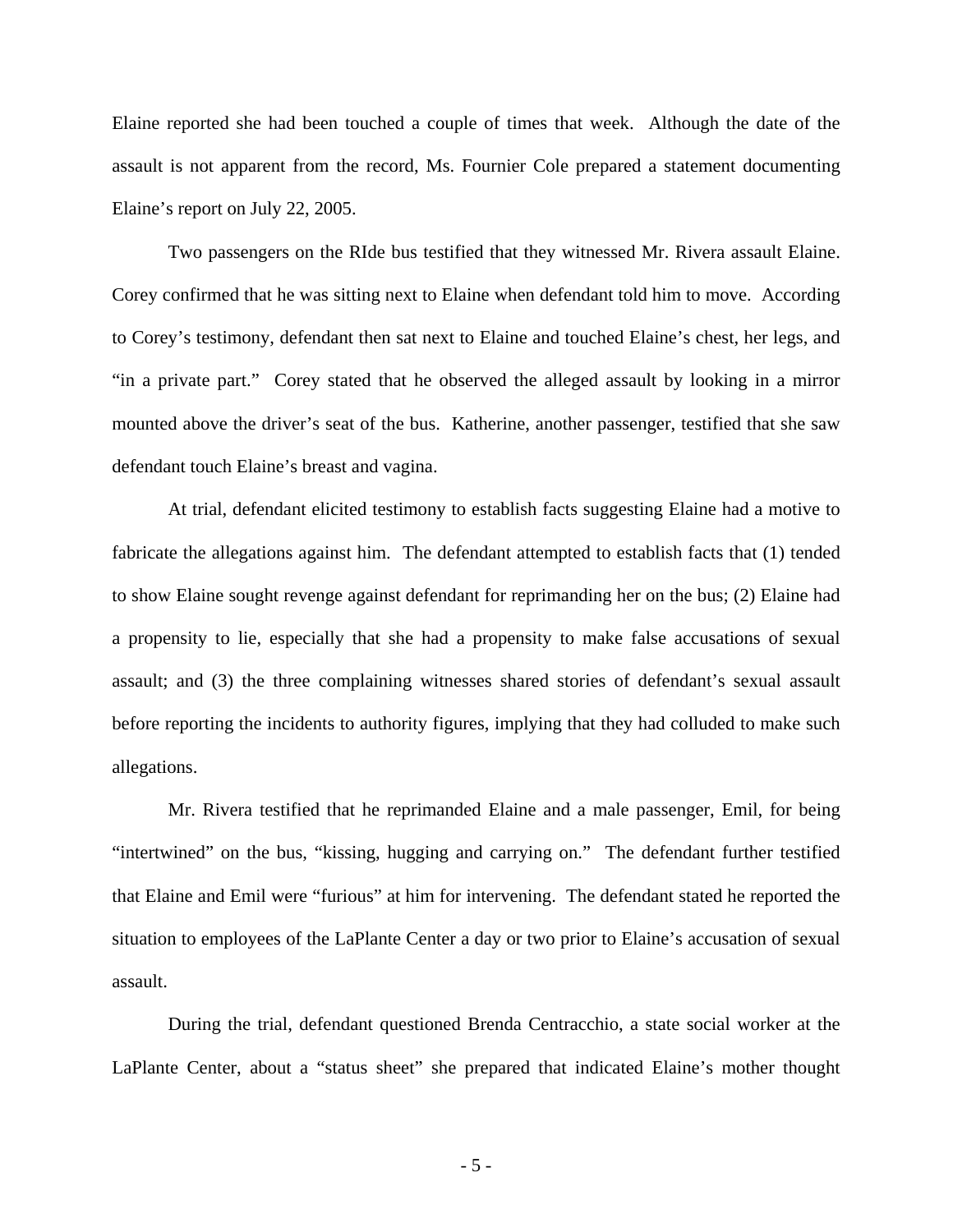Elaine reported she had been touched a couple of times that week. Although the date of the assault is not apparent from the record, Ms. Fournier Cole prepared a statement documenting Elaine's report on July 22, 2005.

Two passengers on the RIde bus testified that they witnessed Mr. Rivera assault Elaine. Corey confirmed that he was sitting next to Elaine when defendant told him to move. According to Corey's testimony, defendant then sat next to Elaine and touched Elaine's chest, her legs, and "in a private part." Corey stated that he observed the alleged assault by looking in a mirror mounted above the driver's seat of the bus. Katherine, another passenger, testified that she saw defendant touch Elaine's breast and vagina.

At trial, defendant elicited testimony to establish facts suggesting Elaine had a motive to fabricate the allegations against him. The defendant attempted to establish facts that (1) tended to show Elaine sought revenge against defendant for reprimanding her on the bus; (2) Elaine had a propensity to lie, especially that she had a propensity to make false accusations of sexual assault; and (3) the three complaining witnesses shared stories of defendant's sexual assault before reporting the incidents to authority figures, implying that they had colluded to make such allegations.

Mr. Rivera testified that he reprimanded Elaine and a male passenger, Emil, for being "intertwined" on the bus, "kissing, hugging and carrying on." The defendant further testified that Elaine and Emil were "furious" at him for intervening. The defendant stated he reported the situation to employees of the LaPlante Center a day or two prior to Elaine's accusation of sexual assault.

During the trial, defendant questioned Brenda Centracchio, a state social worker at the LaPlante Center, about a "status sheet" she prepared that indicated Elaine's mother thought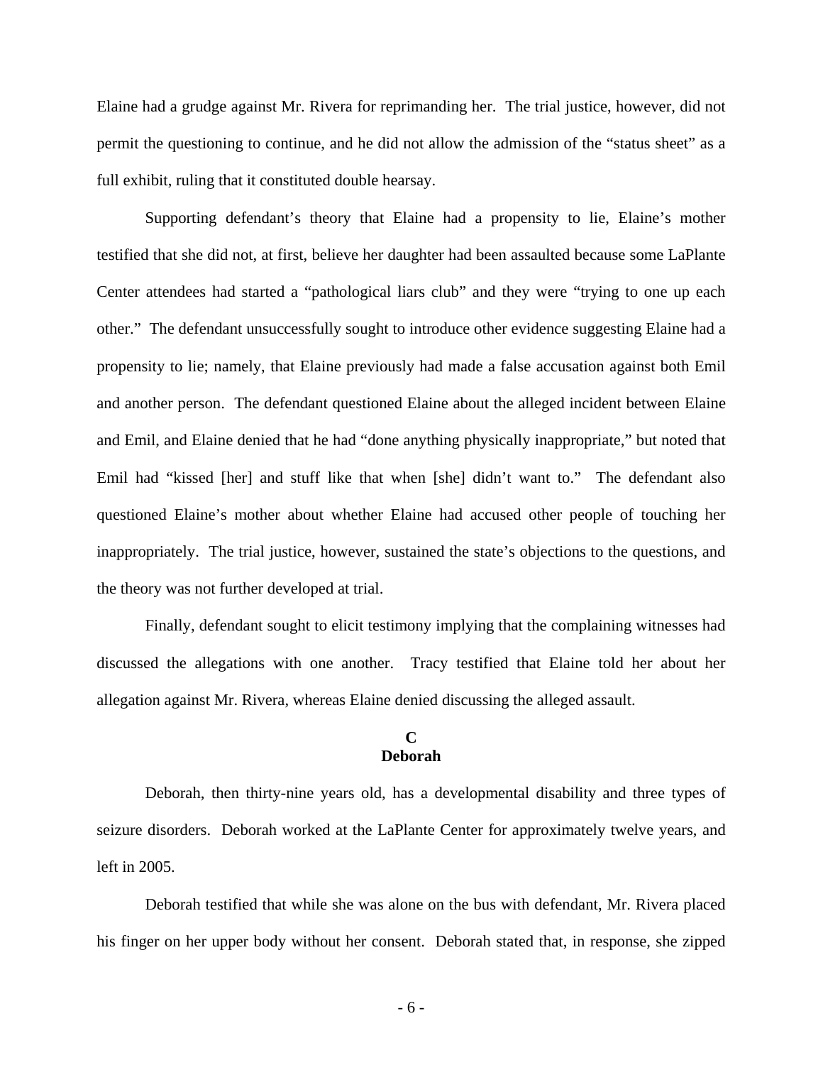Elaine had a grudge against Mr. Rivera for reprimanding her. The trial justice, however, did not permit the questioning to continue, and he did not allow the admission of the "status sheet" as a full exhibit, ruling that it constituted double hearsay.

Supporting defendant's theory that Elaine had a propensity to lie, Elaine's mother testified that she did not, at first, believe her daughter had been assaulted because some LaPlante Center attendees had started a "pathological liars club" and they were "trying to one up each other." The defendant unsuccessfully sought to introduce other evidence suggesting Elaine had a propensity to lie; namely, that Elaine previously had made a false accusation against both Emil and another person. The defendant questioned Elaine about the alleged incident between Elaine and Emil, and Elaine denied that he had "done anything physically inappropriate," but noted that Emil had "kissed [her] and stuff like that when [she] didn't want to." The defendant also questioned Elaine's mother about whether Elaine had accused other people of touching her inappropriately. The trial justice, however, sustained the state's objections to the questions, and the theory was not further developed at trial.

Finally, defendant sought to elicit testimony implying that the complaining witnesses had discussed the allegations with one another. Tracy testified that Elaine told her about her allegation against Mr. Rivera, whereas Elaine denied discussing the alleged assault.

### C
### Deborah

Deborah, then thirty-nine years old, has a developmental disability and three types of seizure disorders. Deborah worked at the LaPlante Center for approximately twelve years, and left in 2005.

Deborah testified that while she was alone on the bus with defendant, Mr. Rivera placed his finger on her upper body without her consent. Deborah stated that, in response, she zipped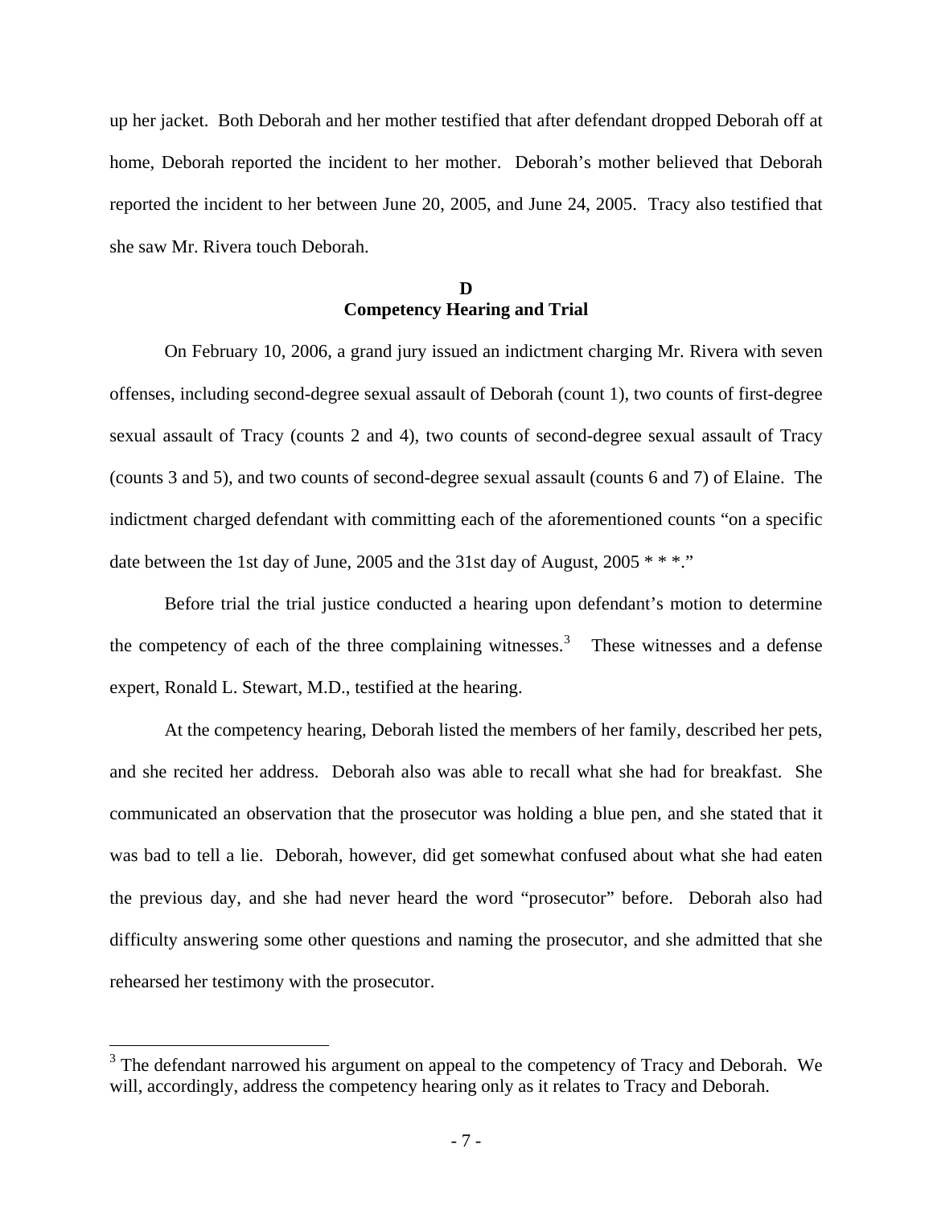up her jacket. Both Deborah and her mother testified that after defendant dropped Deborah off at home, Deborah reported the incident to her mother. Deborah's mother believed that Deborah reported the incident to her between June 20, 2005, and June 24, 2005. Tracy also testified that she saw Mr. Rivera touch Deborah.

### D
### Competency Hearing and Trial

On February 10, 2006, a grand jury issued an indictment charging Mr. Rivera with seven offenses, including second-degree sexual assault of Deborah (count 1), two counts of first-degree sexual assault of Tracy (counts 2 and 4), two counts of second-degree sexual assault of Tracy (counts 3 and 5), and two counts of second-degree sexual assault (counts 6 and 7) of Elaine. The indictment charged defendant with committing each of the aforementioned counts "on a specific date between the 1st day of June, 2005 and the 31st day of August, 2005 * * *."

Before trial the trial justice conducted a hearing upon defendant's motion to determine the competency of each of the three complaining witnesses.[3] These witnesses and a defense expert, Ronald L. Stewart, M.D., testified at the hearing.

At the competency hearing, Deborah listed the members of her family, described her pets, and she recited her address. Deborah also was able to recall what she had for breakfast. She communicated an observation that the prosecutor was holding a blue pen, and she stated that it was bad to tell a lie. Deborah, however, did get somewhat confused about what she had eaten the previous day, and she had never heard the word "prosecutor" before. Deborah also had difficulty answering some other questions and naming the prosecutor, and she admitted that she rehearsed her testimony with the prosecutor.

[3] The defendant narrowed his argument on appeal to the competency of Tracy and Deborah. We will, accordingly, address the competency hearing only as it relates to Tracy and Deborah.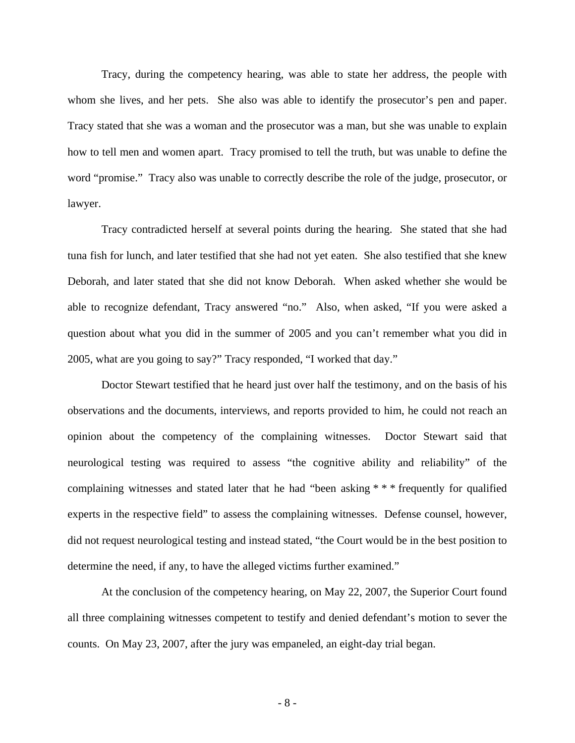Tracy, during the competency hearing, was able to state her address, the people with whom she lives, and her pets. She also was able to identify the prosecutor's pen and paper. Tracy stated that she was a woman and the prosecutor was a man, but she was unable to explain how to tell men and women apart. Tracy promised to tell the truth, but was unable to define the word "promise." Tracy also was unable to correctly describe the role of the judge, prosecutor, or lawyer.

Tracy contradicted herself at several points during the hearing. She stated that she had tuna fish for lunch, and later testified that she had not yet eaten. She also testified that she knew Deborah, and later stated that she did not know Deborah. When asked whether she would be able to recognize defendant, Tracy answered "no." Also, when asked, "If you were asked a question about what you did in the summer of 2005 and you can't remember what you did in 2005, what are you going to say?" Tracy responded, "I worked that day."

Doctor Stewart testified that he heard just over half the testimony, and on the basis of his observations and the documents, interviews, and reports provided to him, he could not reach an opinion about the competency of the complaining witnesses. Doctor Stewart said that neurological testing was required to assess "the cognitive ability and reliability" of the complaining witnesses and stated later that he had "been asking * * * frequently for qualified experts in the respective field" to assess the complaining witnesses. Defense counsel, however, did not request neurological testing and instead stated, "the Court would be in the best position to determine the need, if any, to have the alleged victims further examined."

At the conclusion of the competency hearing, on May 22, 2007, the Superior Court found all three complaining witnesses competent to testify and denied defendant's motion to sever the counts. On May 23, 2007, after the jury was empaneled, an eight-day trial began.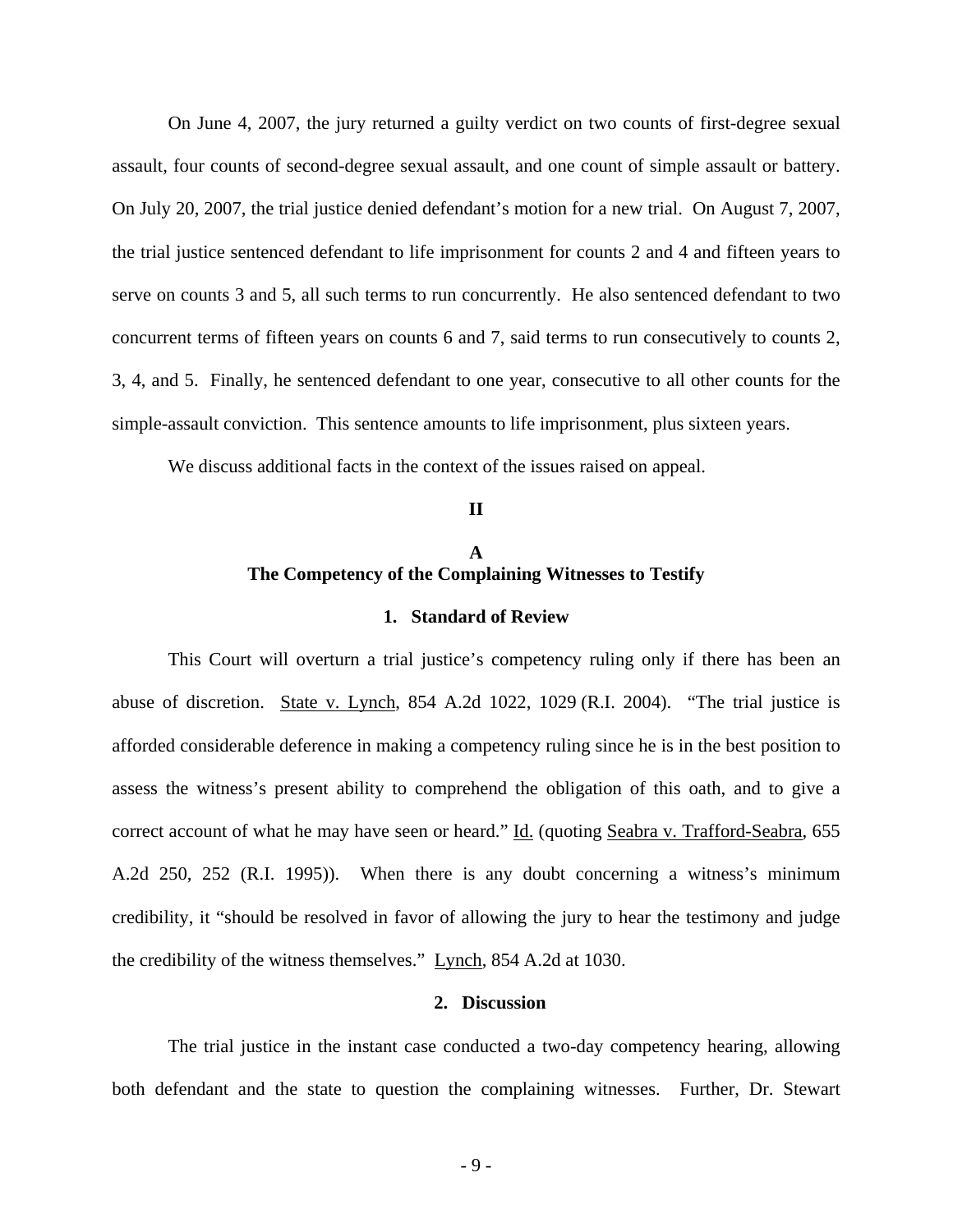On June 4, 2007, the jury returned a guilty verdict on two counts of first-degree sexual assault, four counts of second-degree sexual assault, and one count of simple assault or battery. On July 20, 2007, the trial justice denied defendant's motion for a new trial. On August 7, 2007, the trial justice sentenced defendant to life imprisonment for counts 2 and 4 and fifteen years to serve on counts 3 and 5, all such terms to run concurrently. He also sentenced defendant to two concurrent terms of fifteen years on counts 6 and 7, said terms to run consecutively to counts 2, 3, 4, and 5. Finally, he sentenced defendant to one year, consecutive to all other counts for the simple-assault conviction. This sentence amounts to life imprisonment, plus sixteen years.

We discuss additional facts in the context of the issues raised on appeal.

## II

### A
### The Competency of the Complaining Witnesses to Testify

#### 1. Standard of Review

This Court will overturn a trial justice's competency ruling only if there has been an abuse of discretion. State v. Lynch, 854 A.2d 1022, 1029 (R.I. 2004). "The trial justice is afforded considerable deference in making a competency ruling since he is in the best position to assess the witness's present ability to comprehend the obligation of this oath, and to give a correct account of what he may have seen or heard." Id. (quoting Seabra v. Trafford-Seabra, 655 A.2d 250, 252 (R.I. 1995)). When there is any doubt concerning a witness's minimum credibility, it "should be resolved in favor of allowing the jury to hear the testimony and judge the credibility of the witness themselves." Lynch, 854 A.2d at 1030.

#### 2. Discussion

The trial justice in the instant case conducted a two-day competency hearing, allowing both defendant and the state to question the complaining witnesses. Further, Dr. Stewart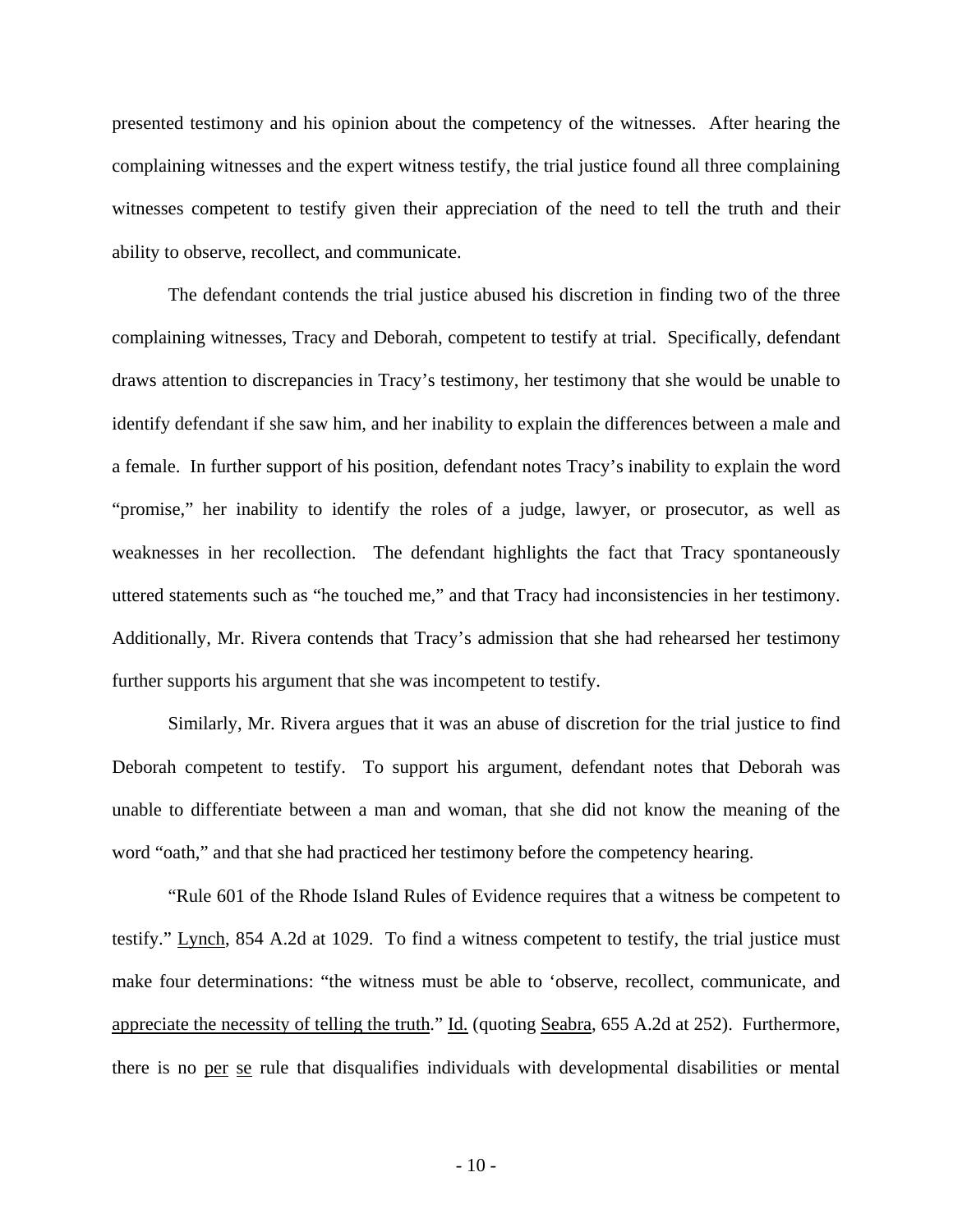presented testimony and his opinion about the competency of the witnesses. After hearing the complaining witnesses and the expert witness testify, the trial justice found all three complaining witnesses competent to testify given their appreciation of the need to tell the truth and their ability to observe, recollect, and communicate.

The defendant contends the trial justice abused his discretion in finding two of the three complaining witnesses, Tracy and Deborah, competent to testify at trial. Specifically, defendant draws attention to discrepancies in Tracy's testimony, her testimony that she would be unable to identify defendant if she saw him, and her inability to explain the differences between a male and a female. In further support of his position, defendant notes Tracy's inability to explain the word "promise," her inability to identify the roles of a judge, lawyer, or prosecutor, as well as weaknesses in her recollection. The defendant highlights the fact that Tracy spontaneously uttered statements such as "he touched me," and that Tracy had inconsistencies in her testimony. Additionally, Mr. Rivera contends that Tracy's admission that she had rehearsed her testimony further supports his argument that she was incompetent to testify.

Similarly, Mr. Rivera argues that it was an abuse of discretion for the trial justice to find Deborah competent to testify. To support his argument, defendant notes that Deborah was unable to differentiate between a man and woman, that she did not know the meaning of the word "oath," and that she had practiced her testimony before the competency hearing.

"Rule 601 of the Rhode Island Rules of Evidence requires that a witness be competent to testify." Lynch, 854 A.2d at 1029. To find a witness competent to testify, the trial justice must make four determinations: "the witness must be able to 'observe, recollect, communicate, and appreciate the necessity of telling the truth." Id. (quoting Seabra, 655 A.2d at 252). Furthermore, there is no per se rule that disqualifies individuals with developmental disabilities or mental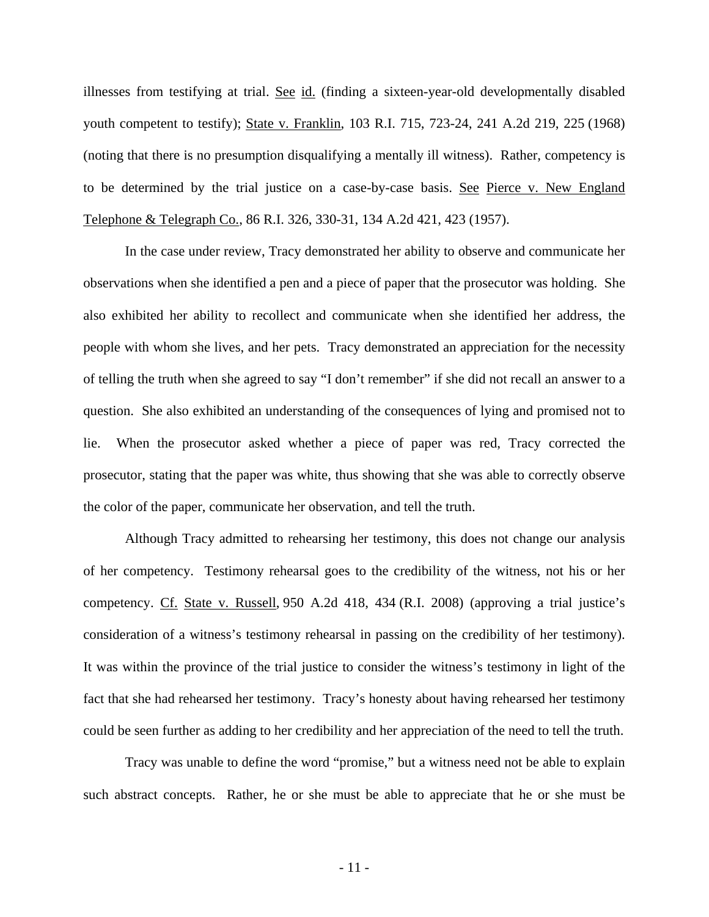illnesses from testifying at trial. See id. (finding a sixteen-year-old developmentally disabled youth competent to testify); State v. Franklin, 103 R.I. 715, 723-24, 241 A.2d 219, 225 (1968) (noting that there is no presumption disqualifying a mentally ill witness). Rather, competency is to be determined by the trial justice on a case-by-case basis. See Pierce v. New England Telephone & Telegraph Co., 86 R.I. 326, 330-31, 134 A.2d 421, 423 (1957).

In the case under review, Tracy demonstrated her ability to observe and communicate her observations when she identified a pen and a piece of paper that the prosecutor was holding. She also exhibited her ability to recollect and communicate when she identified her address, the people with whom she lives, and her pets. Tracy demonstrated an appreciation for the necessity of telling the truth when she agreed to say "I don't remember" if she did not recall an answer to a question. She also exhibited an understanding of the consequences of lying and promised not to lie. When the prosecutor asked whether a piece of paper was red, Tracy corrected the prosecutor, stating that the paper was white, thus showing that she was able to correctly observe the color of the paper, communicate her observation, and tell the truth.

Although Tracy admitted to rehearsing her testimony, this does not change our analysis of her competency. Testimony rehearsal goes to the credibility of the witness, not his or her competency. Cf. State v. Russell, 950 A.2d 418, 434 (R.I. 2008) (approving a trial justice's consideration of a witness's testimony rehearsal in passing on the credibility of her testimony). It was within the province of the trial justice to consider the witness's testimony in light of the fact that she had rehearsed her testimony. Tracy's honesty about having rehearsed her testimony could be seen further as adding to her credibility and her appreciation of the need to tell the truth.

Tracy was unable to define the word "promise," but a witness need not be able to explain such abstract concepts. Rather, he or she must be able to appreciate that he or she must be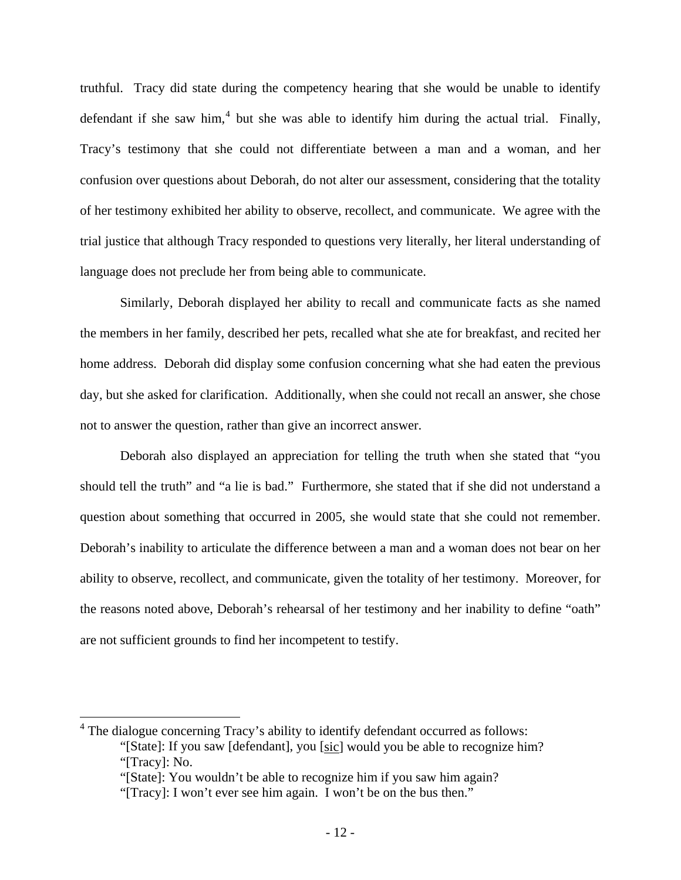truthful. Tracy did state during the competency hearing that she would be unable to identify defendant if she saw him,[4] but she was able to identify him during the actual trial. Finally, Tracy's testimony that she could not differentiate between a man and a woman, and her confusion over questions about Deborah, do not alter our assessment, considering that the totality of her testimony exhibited her ability to observe, recollect, and communicate. We agree with the trial justice that although Tracy responded to questions very literally, her literal understanding of language does not preclude her from being able to communicate.

Similarly, Deborah displayed her ability to recall and communicate facts as she named the members in her family, described her pets, recalled what she ate for breakfast, and recited her home address. Deborah did display some confusion concerning what she had eaten the previous day, but she asked for clarification. Additionally, when she could not recall an answer, she chose not to answer the question, rather than give an incorrect answer.

Deborah also displayed an appreciation for telling the truth when she stated that "you should tell the truth" and "a lie is bad." Furthermore, she stated that if she did not understand a question about something that occurred in 2005, she would state that she could not remember. Deborah's inability to articulate the difference between a man and a woman does not bear on her ability to observe, recollect, and communicate, given the totality of her testimony. Moreover, for the reasons noted above, Deborah's rehearsal of her testimony and her inability to define "oath" are not sufficient grounds to find her incompetent to testify.

---

[4] The dialogue concerning Tracy's ability to identify defendant occurred as follows:

> "[State]: If you saw [defendant], you [sic] would you be able to recognize him?
> "[Tracy]: No.
> "[State]: You wouldn't be able to recognize him if you saw him again?
> "[Tracy]: I won't ever see him again. I won't be on the bus then."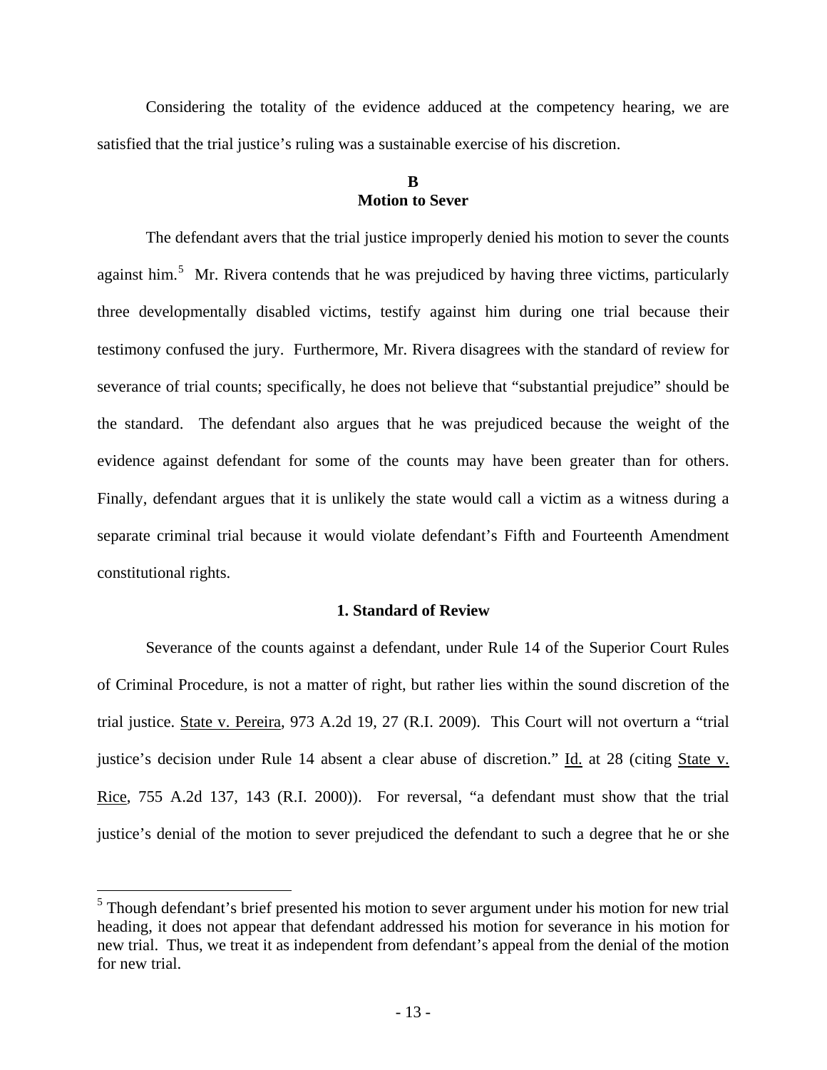Considering the totality of the evidence adduced at the competency hearing, we are satisfied that the trial justice's ruling was a sustainable exercise of his discretion.

### B
### Motion to Sever

The defendant avers that the trial justice improperly denied his motion to sever the counts against him.[5] Mr. Rivera contends that he was prejudiced by having three victims, particularly three developmentally disabled victims, testify against him during one trial because their testimony confused the jury. Furthermore, Mr. Rivera disagrees with the standard of review for severance of trial counts; specifically, he does not believe that "substantial prejudice" should be the standard. The defendant also argues that he was prejudiced because the weight of the evidence against defendant for some of the counts may have been greater than for others. Finally, defendant argues that it is unlikely the state would call a victim as a witness during a separate criminal trial because it would violate defendant's Fifth and Fourteenth Amendment constitutional rights.

#### 1. Standard of Review

Severance of the counts against a defendant, under Rule 14 of the Superior Court Rules of Criminal Procedure, is not a matter of right, but rather lies within the sound discretion of the trial justice. State v. Pereira, 973 A.2d 19, 27 (R.I. 2009). This Court will not overturn a "trial justice's decision under Rule 14 absent a clear abuse of discretion." Id. at 28 (citing State v. Rice, 755 A.2d 137, 143 (R.I. 2000)). For reversal, "a defendant must show that the trial justice's denial of the motion to sever prejudiced the defendant to such a degree that he or she

[5] Though defendant's brief presented his motion to sever argument under his motion for new trial heading, it does not appear that defendant addressed his motion for severance in his motion for new trial. Thus, we treat it as independent from defendant's appeal from the denial of the motion for new trial.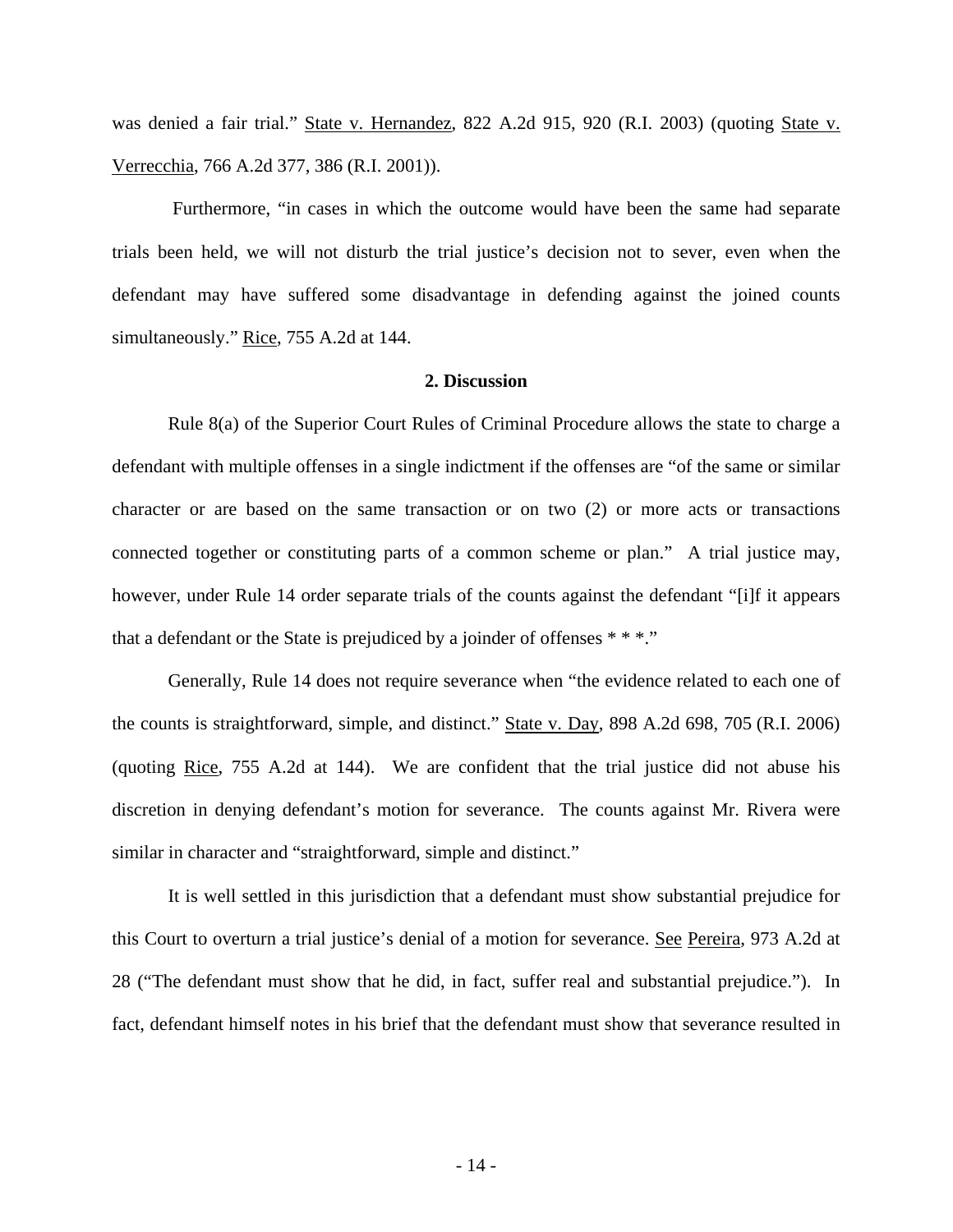was denied a fair trial." State v. Hernandez, 822 A.2d 915, 920 (R.I. 2003) (quoting State v. Verrecchia, 766 A.2d 377, 386 (R.I. 2001)).

Furthermore, "in cases in which the outcome would have been the same had separate trials been held, we will not disturb the trial justice's decision not to sever, even when the defendant may have suffered some disadvantage in defending against the joined counts simultaneously." Rice, 755 A.2d at 144.

**2. Discussion**

Rule 8(a) of the Superior Court Rules of Criminal Procedure allows the state to charge a defendant with multiple offenses in a single indictment if the offenses are "of the same or similar character or are based on the same transaction or on two (2) or more acts or transactions connected together or constituting parts of a common scheme or plan." A trial justice may, however, under Rule 14 order separate trials of the counts against the defendant "[i]f it appears that a defendant or the State is prejudiced by a joinder of offenses * * *."

Generally, Rule 14 does not require severance when "the evidence related to each one of the counts is straightforward, simple, and distinct." State v. Day, 898 A.2d 698, 705 (R.I. 2006) (quoting Rice, 755 A.2d at 144). We are confident that the trial justice did not abuse his discretion in denying defendant's motion for severance. The counts against Mr. Rivera were similar in character and "straightforward, simple and distinct."

It is well settled in this jurisdiction that a defendant must show substantial prejudice for this Court to overturn a trial justice's denial of a motion for severance. See Pereira, 973 A.2d at 28 ("The defendant must show that he did, in fact, suffer real and substantial prejudice."). In fact, defendant himself notes in his brief that the defendant must show that severance resulted in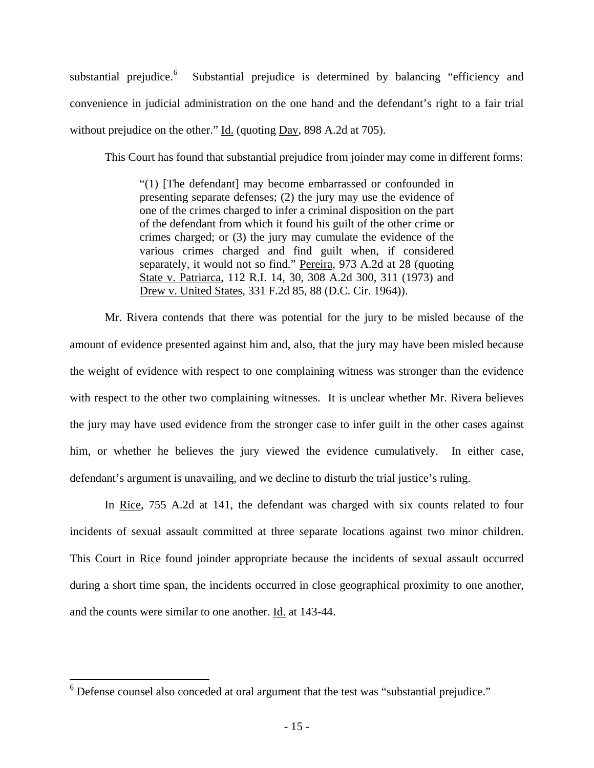substantial prejudice.[6] Substantial prejudice is determined by balancing "efficiency and convenience in judicial administration on the one hand and the defendant's right to a fair trial without prejudice on the other." Id. (quoting Day, 898 A.2d at 705).

This Court has found that substantial prejudice from joinder may come in different forms:

> "(1) [The defendant] may become embarrassed or confounded in presenting separate defenses; (2) the jury may use the evidence of one of the crimes charged to infer a criminal disposition on the part of the defendant from which it found his guilt of the other crime or crimes charged; or (3) the jury may cumulate the evidence of the various crimes charged and find guilt when, if considered separately, it would not so find." Pereira, 973 A.2d at 28 (quoting State v. Patriarca, 112 R.I. 14, 30, 308 A.2d 300, 311 (1973) and Drew v. United States, 331 F.2d 85, 88 (D.C. Cir. 1964)).

Mr. Rivera contends that there was potential for the jury to be misled because of the amount of evidence presented against him and, also, that the jury may have been misled because the weight of evidence with respect to one complaining witness was stronger than the evidence with respect to the other two complaining witnesses. It is unclear whether Mr. Rivera believes the jury may have used evidence from the stronger case to infer guilt in the other cases against him, or whether he believes the jury viewed the evidence cumulatively. In either case, defendant's argument is unavailing, and we decline to disturb the trial justice's ruling.

In Rice, 755 A.2d at 141, the defendant was charged with six counts related to four incidents of sexual assault committed at three separate locations against two minor children. This Court in Rice found joinder appropriate because the incidents of sexual assault occurred during a short time span, the incidents occurred in close geographical proximity to one another, and the counts were similar to one another. Id. at 143-44.

---

[6] Defense counsel also conceded at oral argument that the test was "substantial prejudice."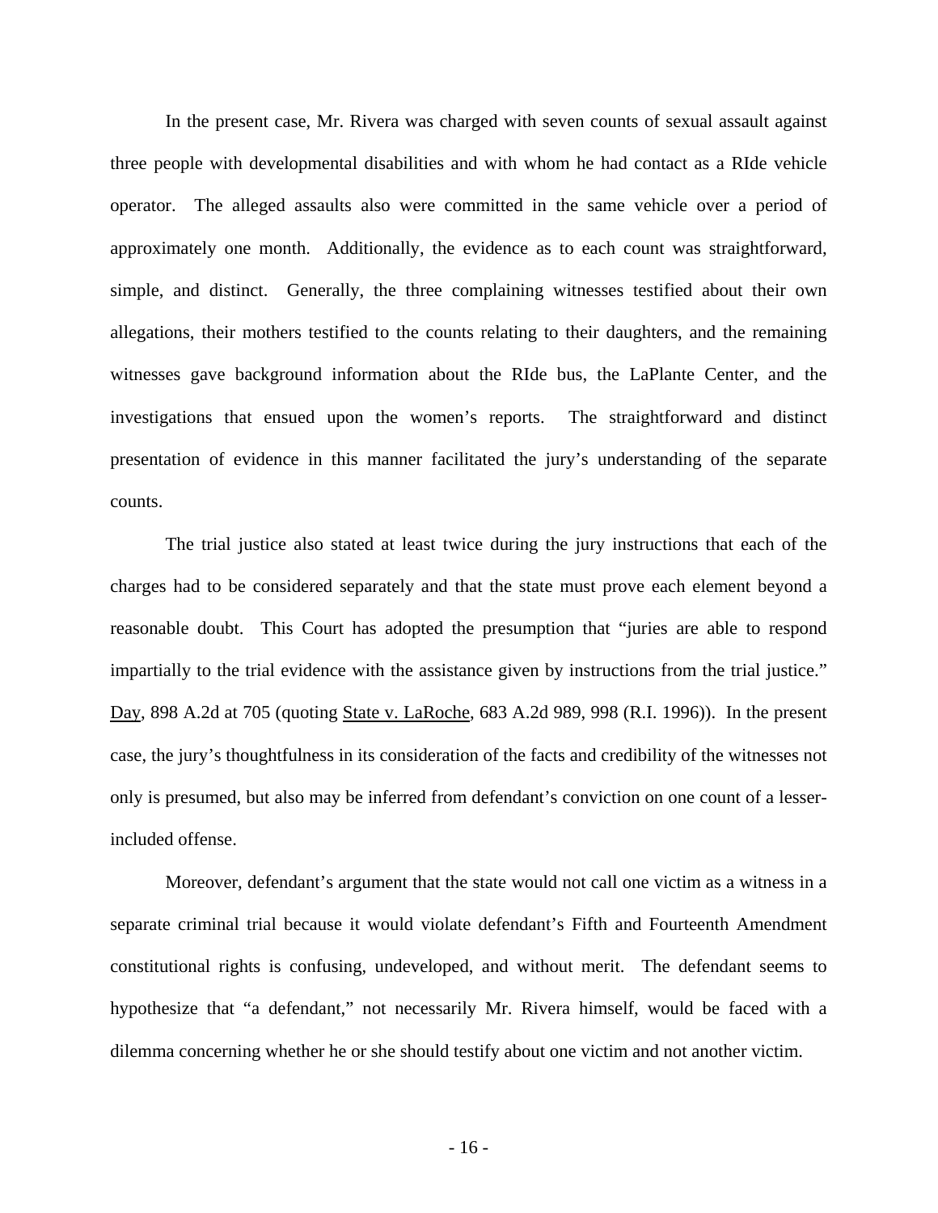In the present case, Mr. Rivera was charged with seven counts of sexual assault against three people with developmental disabilities and with whom he had contact as a RIde vehicle operator. The alleged assaults also were committed in the same vehicle over a period of approximately one month. Additionally, the evidence as to each count was straightforward, simple, and distinct. Generally, the three complaining witnesses testified about their own allegations, their mothers testified to the counts relating to their daughters, and the remaining witnesses gave background information about the RIde bus, the LaPlante Center, and the investigations that ensued upon the women's reports. The straightforward and distinct presentation of evidence in this manner facilitated the jury's understanding of the separate counts.

The trial justice also stated at least twice during the jury instructions that each of the charges had to be considered separately and that the state must prove each element beyond a reasonable doubt. This Court has adopted the presumption that "juries are able to respond impartially to the trial evidence with the assistance given by instructions from the trial justice." Day, 898 A.2d at 705 (quoting State v. LaRoche, 683 A.2d 989, 998 (R.I. 1996)). In the present case, the jury's thoughtfulness in its consideration of the facts and credibility of the witnesses not only is presumed, but also may be inferred from defendant's conviction on one count of a lesser-included offense.

Moreover, defendant's argument that the state would not call one victim as a witness in a separate criminal trial because it would violate defendant's Fifth and Fourteenth Amendment constitutional rights is confusing, undeveloped, and without merit. The defendant seems to hypothesize that "a defendant," not necessarily Mr. Rivera himself, would be faced with a dilemma concerning whether he or she should testify about one victim and not another victim.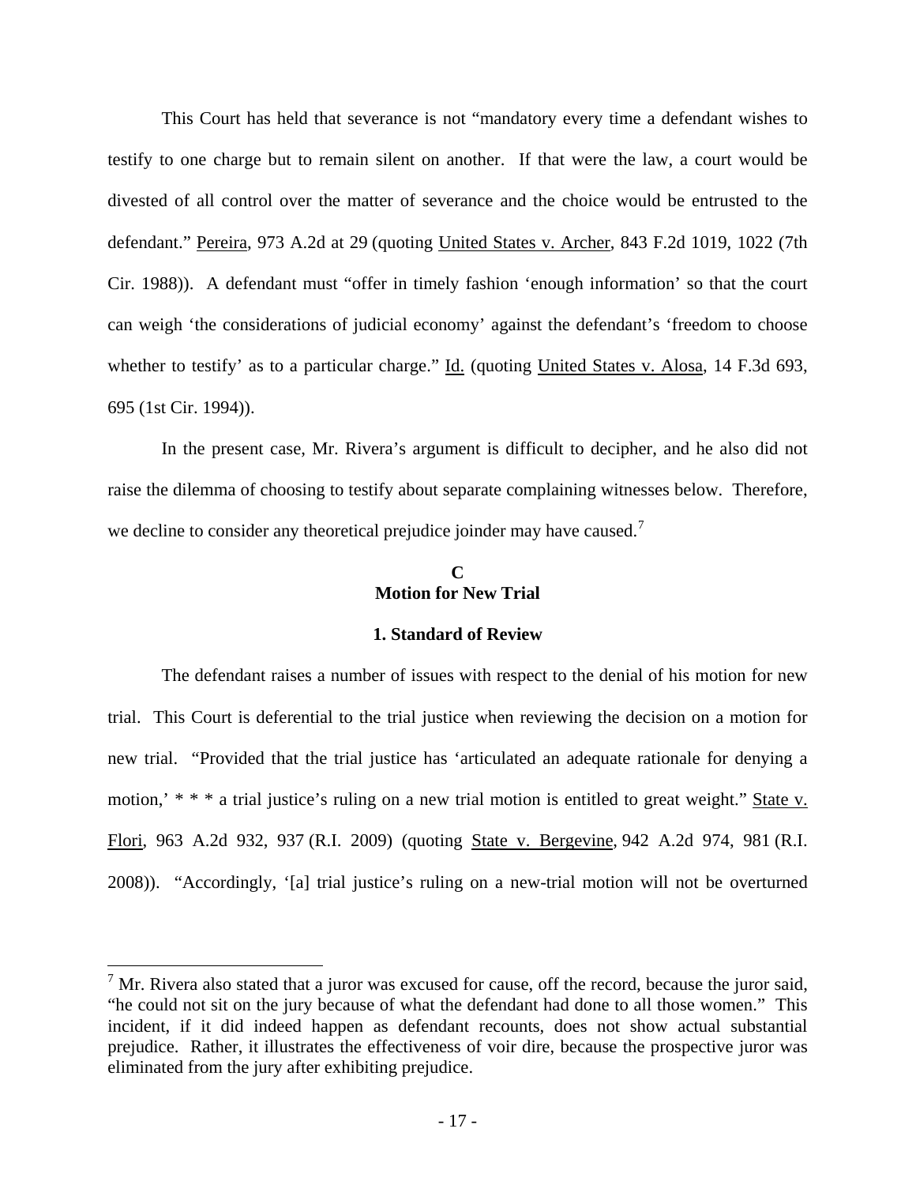This Court has held that severance is not "mandatory every time a defendant wishes to testify to one charge but to remain silent on another. If that were the law, a court would be divested of all control over the matter of severance and the choice would be entrusted to the defendant." Pereira, 973 A.2d at 29 (quoting United States v. Archer, 843 F.2d 1019, 1022 (7th Cir. 1988)). A defendant must "offer in timely fashion 'enough information' so that the court can weigh 'the considerations of judicial economy' against the defendant's 'freedom to choose whether to testify' as to a particular charge." Id. (quoting United States v. Alosa, 14 F.3d 693, 695 (1st Cir. 1994)).

In the present case, Mr. Rivera's argument is difficult to decipher, and he also did not raise the dilemma of choosing to testify about separate complaining witnesses below. Therefore, we decline to consider any theoretical prejudice joinder may have caused.[7]

## C
## Motion for New Trial

### 1. Standard of Review

The defendant raises a number of issues with respect to the denial of his motion for new trial. This Court is deferential to the trial justice when reviewing the decision on a motion for new trial. "Provided that the trial justice has 'articulated an adequate rationale for denying a motion,' * * * a trial justice's ruling on a new trial motion is entitled to great weight." State v. Flori, 963 A.2d 932, 937 (R.I. 2009) (quoting State v. Bergevine, 942 A.2d 974, 981 (R.I. 2008)). "Accordingly, '[a] trial justice's ruling on a new-trial motion will not be overturned

---

[7] Mr. Rivera also stated that a juror was excused for cause, off the record, because the juror said, "he could not sit on the jury because of what the defendant had done to all those women." This incident, if it did indeed happen as defendant recounts, does not show actual substantial prejudice. Rather, it illustrates the effectiveness of voir dire, because the prospective juror was eliminated from the jury after exhibiting prejudice.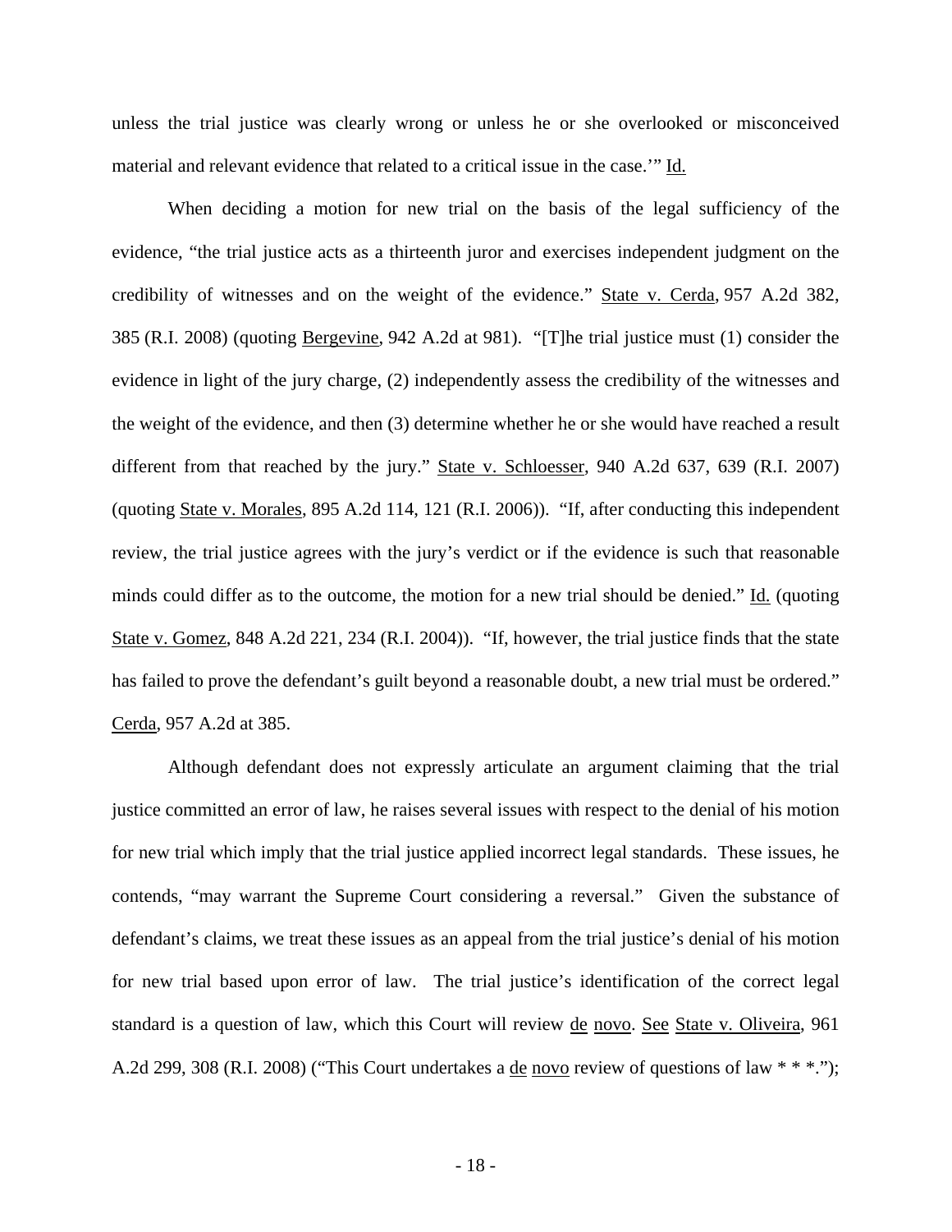unless the trial justice was clearly wrong or unless he or she overlooked or misconceived material and relevant evidence that related to a critical issue in the case.'" Id.

When deciding a motion for new trial on the basis of the legal sufficiency of the evidence, "the trial justice acts as a thirteenth juror and exercises independent judgment on the credibility of witnesses and on the weight of the evidence." State v. Cerda, 957 A.2d 382, 385 (R.I. 2008) (quoting Bergevine, 942 A.2d at 981). "[T]he trial justice must (1) consider the evidence in light of the jury charge, (2) independently assess the credibility of the witnesses and the weight of the evidence, and then (3) determine whether he or she would have reached a result different from that reached by the jury." State v. Schloesser, 940 A.2d 637, 639 (R.I. 2007) (quoting State v. Morales, 895 A.2d 114, 121 (R.I. 2006)). "If, after conducting this independent review, the trial justice agrees with the jury's verdict or if the evidence is such that reasonable minds could differ as to the outcome, the motion for a new trial should be denied." Id. (quoting State v. Gomez, 848 A.2d 221, 234 (R.I. 2004)). "If, however, the trial justice finds that the state has failed to prove the defendant's guilt beyond a reasonable doubt, a new trial must be ordered." Cerda, 957 A.2d at 385.

Although defendant does not expressly articulate an argument claiming that the trial justice committed an error of law, he raises several issues with respect to the denial of his motion for new trial which imply that the trial justice applied incorrect legal standards. These issues, he contends, "may warrant the Supreme Court considering a reversal." Given the substance of defendant's claims, we treat these issues as an appeal from the trial justice's denial of his motion for new trial based upon error of law. The trial justice's identification of the correct legal standard is a question of law, which this Court will review de novo. See State v. Oliveira, 961 A.2d 299, 308 (R.I. 2008) ("This Court undertakes a de novo review of questions of law * * *.");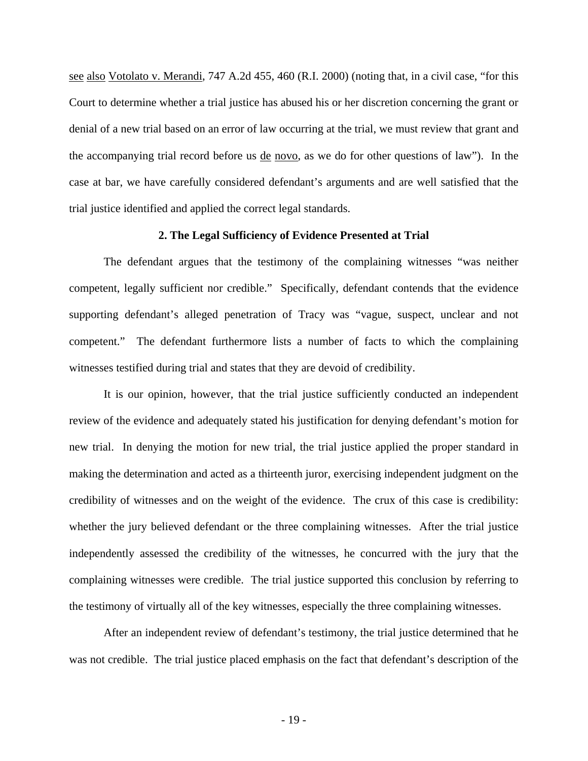see also Votolato v. Merandi, 747 A.2d 455, 460 (R.I. 2000) (noting that, in a civil case, "for this Court to determine whether a trial justice has abused his or her discretion concerning the grant or denial of a new trial based on an error of law occurring at the trial, we must review that grant and the accompanying trial record before us de novo, as we do for other questions of law"). In the case at bar, we have carefully considered defendant's arguments and are well satisfied that the trial justice identified and applied the correct legal standards.

**2. The Legal Sufficiency of Evidence Presented at Trial**

The defendant argues that the testimony of the complaining witnesses "was neither competent, legally sufficient nor credible." Specifically, defendant contends that the evidence supporting defendant's alleged penetration of Tracy was "vague, suspect, unclear and not competent." The defendant furthermore lists a number of facts to which the complaining witnesses testified during trial and states that they are devoid of credibility.

It is our opinion, however, that the trial justice sufficiently conducted an independent review of the evidence and adequately stated his justification for denying defendant's motion for new trial. In denying the motion for new trial, the trial justice applied the proper standard in making the determination and acted as a thirteenth juror, exercising independent judgment on the credibility of witnesses and on the weight of the evidence. The crux of this case is credibility: whether the jury believed defendant or the three complaining witnesses. After the trial justice independently assessed the credibility of the witnesses, he concurred with the jury that the complaining witnesses were credible. The trial justice supported this conclusion by referring to the testimony of virtually all of the key witnesses, especially the three complaining witnesses.

After an independent review of defendant's testimony, the trial justice determined that he was not credible. The trial justice placed emphasis on the fact that defendant's description of the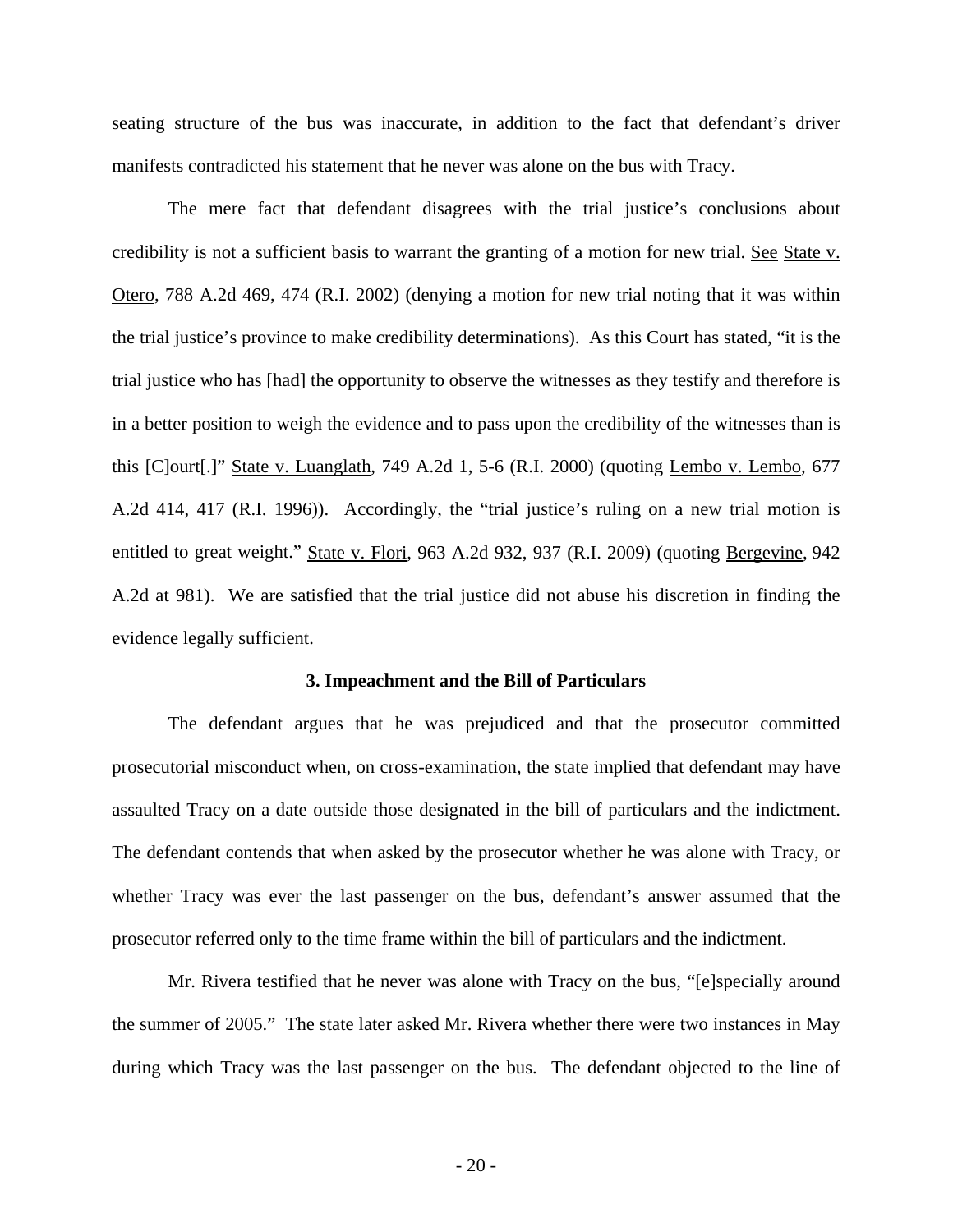seating structure of the bus was inaccurate, in addition to the fact that defendant's driver manifests contradicted his statement that he never was alone on the bus with Tracy.

The mere fact that defendant disagrees with the trial justice's conclusions about credibility is not a sufficient basis to warrant the granting of a motion for new trial. See State v. Otero, 788 A.2d 469, 474 (R.I. 2002) (denying a motion for new trial noting that it was within the trial justice's province to make credibility determinations). As this Court has stated, "it is the trial justice who has [had] the opportunity to observe the witnesses as they testify and therefore is in a better position to weigh the evidence and to pass upon the credibility of the witnesses than is this [C]ourt[.]" State v. Luanglath, 749 A.2d 1, 5-6 (R.I. 2000) (quoting Lembo v. Lembo, 677 A.2d 414, 417 (R.I. 1996)). Accordingly, the "trial justice's ruling on a new trial motion is entitled to great weight." State v. Flori, 963 A.2d 932, 937 (R.I. 2009) (quoting Bergevine, 942 A.2d at 981). We are satisfied that the trial justice did not abuse his discretion in finding the evidence legally sufficient.

### 3. Impeachment and the Bill of Particulars

The defendant argues that he was prejudiced and that the prosecutor committed prosecutorial misconduct when, on cross-examination, the state implied that defendant may have assaulted Tracy on a date outside those designated in the bill of particulars and the indictment. The defendant contends that when asked by the prosecutor whether he was alone with Tracy, or whether Tracy was ever the last passenger on the bus, defendant's answer assumed that the prosecutor referred only to the time frame within the bill of particulars and the indictment.

Mr. Rivera testified that he never was alone with Tracy on the bus, "[e]specially around the summer of 2005." The state later asked Mr. Rivera whether there were two instances in May during which Tracy was the last passenger on the bus. The defendant objected to the line of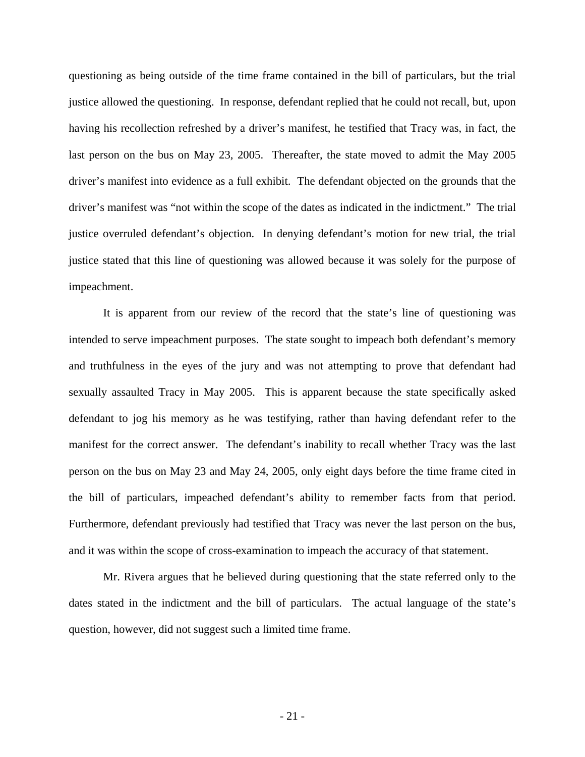questioning as being outside of the time frame contained in the bill of particulars, but the trial justice allowed the questioning. In response, defendant replied that he could not recall, but, upon having his recollection refreshed by a driver's manifest, he testified that Tracy was, in fact, the last person on the bus on May 23, 2005. Thereafter, the state moved to admit the May 2005 driver's manifest into evidence as a full exhibit. The defendant objected on the grounds that the driver's manifest was "not within the scope of the dates as indicated in the indictment." The trial justice overruled defendant's objection. In denying defendant's motion for new trial, the trial justice stated that this line of questioning was allowed because it was solely for the purpose of impeachment.

It is apparent from our review of the record that the state's line of questioning was intended to serve impeachment purposes. The state sought to impeach both defendant's memory and truthfulness in the eyes of the jury and was not attempting to prove that defendant had sexually assaulted Tracy in May 2005. This is apparent because the state specifically asked defendant to jog his memory as he was testifying, rather than having defendant refer to the manifest for the correct answer. The defendant's inability to recall whether Tracy was the last person on the bus on May 23 and May 24, 2005, only eight days before the time frame cited in the bill of particulars, impeached defendant's ability to remember facts from that period. Furthermore, defendant previously had testified that Tracy was never the last person on the bus, and it was within the scope of cross-examination to impeach the accuracy of that statement.

Mr. Rivera argues that he believed during questioning that the state referred only to the dates stated in the indictment and the bill of particulars. The actual language of the state's question, however, did not suggest such a limited time frame.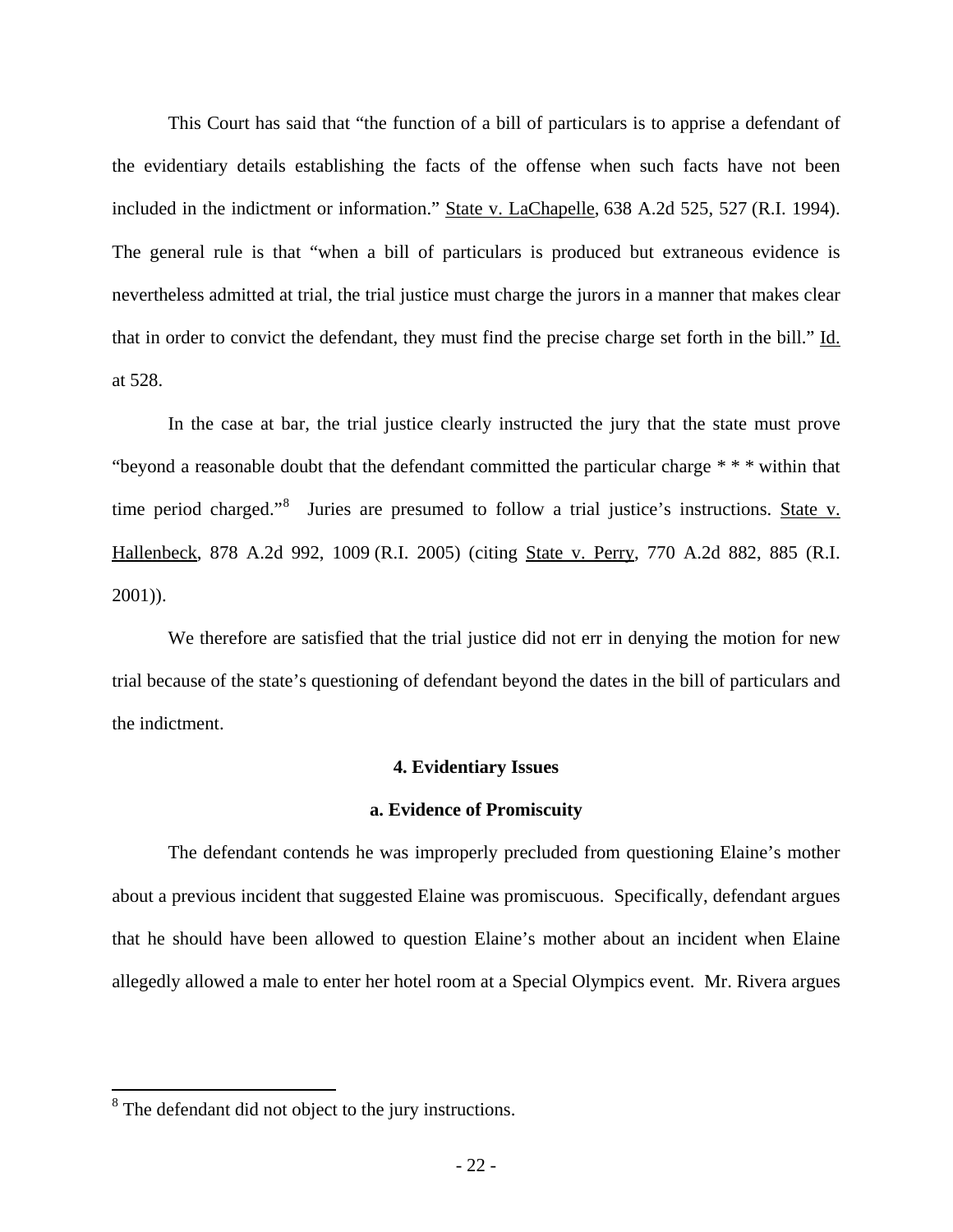This Court has said that "the function of a bill of particulars is to apprise a defendant of the evidentiary details establishing the facts of the offense when such facts have not been included in the indictment or information." State v. LaChapelle, 638 A.2d 525, 527 (R.I. 1994). The general rule is that "when a bill of particulars is produced but extraneous evidence is nevertheless admitted at trial, the trial justice must charge the jurors in a manner that makes clear that in order to convict the defendant, they must find the precise charge set forth in the bill." Id. at 528.

In the case at bar, the trial justice clearly instructed the jury that the state must prove "beyond a reasonable doubt that the defendant committed the particular charge * * * within that time period charged."[8] Juries are presumed to follow a trial justice's instructions. State v. Hallenbeck, 878 A.2d 992, 1009 (R.I. 2005) (citing State v. Perry, 770 A.2d 882, 885 (R.I. 2001)).

We therefore are satisfied that the trial justice did not err in denying the motion for new trial because of the state's questioning of defendant beyond the dates in the bill of particulars and the indictment.

**4. Evidentiary Issues**

**a. Evidence of Promiscuity**

The defendant contends he was improperly precluded from questioning Elaine's mother about a previous incident that suggested Elaine was promiscuous. Specifically, defendant argues that he should have been allowed to question Elaine's mother about an incident when Elaine allegedly allowed a male to enter her hotel room at a Special Olympics event. Mr. Rivera argues

---

[8] The defendant did not object to the jury instructions.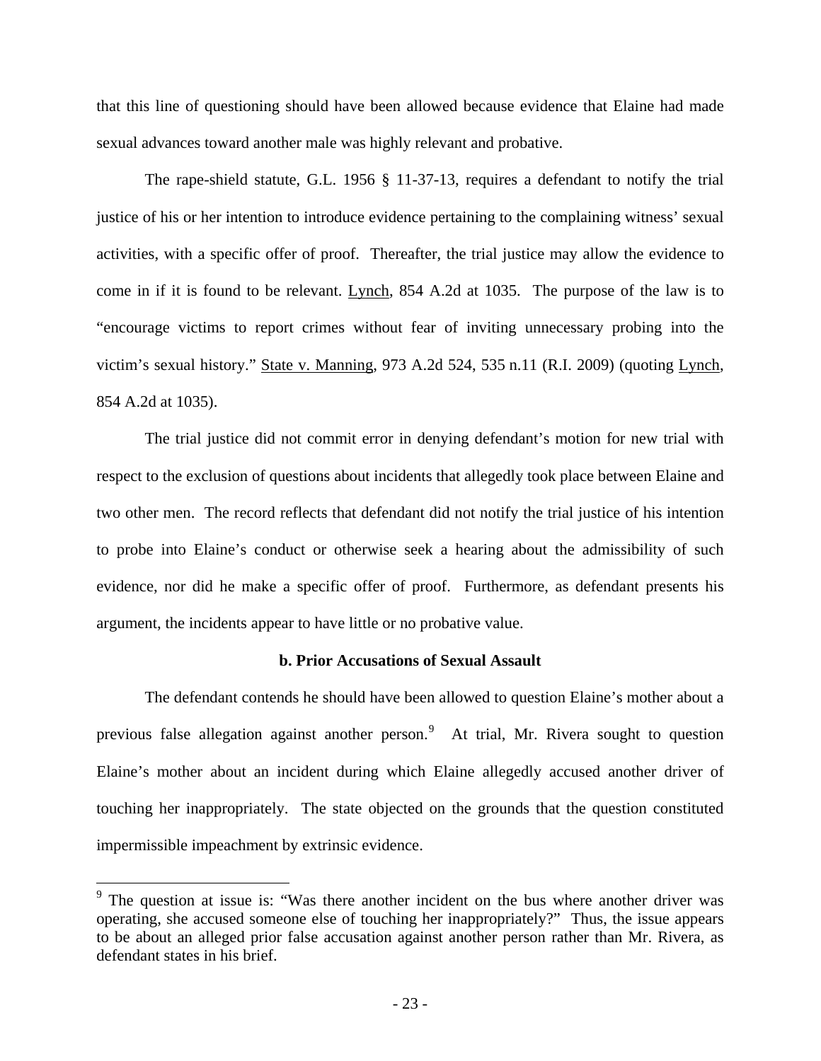that this line of questioning should have been allowed because evidence that Elaine had made sexual advances toward another male was highly relevant and probative.

The rape-shield statute, G.L. 1956 § 11-37-13, requires a defendant to notify the trial justice of his or her intention to introduce evidence pertaining to the complaining witness' sexual activities, with a specific offer of proof. Thereafter, the trial justice may allow the evidence to come in if it is found to be relevant. Lynch, 854 A.2d at 1035. The purpose of the law is to "encourage victims to report crimes without fear of inviting unnecessary probing into the victim's sexual history." State v. Manning, 973 A.2d 524, 535 n.11 (R.I. 2009) (quoting Lynch, 854 A.2d at 1035).

The trial justice did not commit error in denying defendant's motion for new trial with respect to the exclusion of questions about incidents that allegedly took place between Elaine and two other men. The record reflects that defendant did not notify the trial justice of his intention to probe into Elaine's conduct or otherwise seek a hearing about the admissibility of such evidence, nor did he make a specific offer of proof. Furthermore, as defendant presents his argument, the incidents appear to have little or no probative value.

**b. Prior Accusations of Sexual Assault**

The defendant contends he should have been allowed to question Elaine's mother about a previous false allegation against another person.[9] At trial, Mr. Rivera sought to question Elaine's mother about an incident during which Elaine allegedly accused another driver of touching her inappropriately. The state objected on the grounds that the question constituted impermissible impeachment by extrinsic evidence.

---

[9] The question at issue is: "Was there another incident on the bus where another driver was operating, she accused someone else of touching her inappropriately?" Thus, the issue appears to be about an alleged prior false accusation against another person rather than Mr. Rivera, as defendant states in his brief.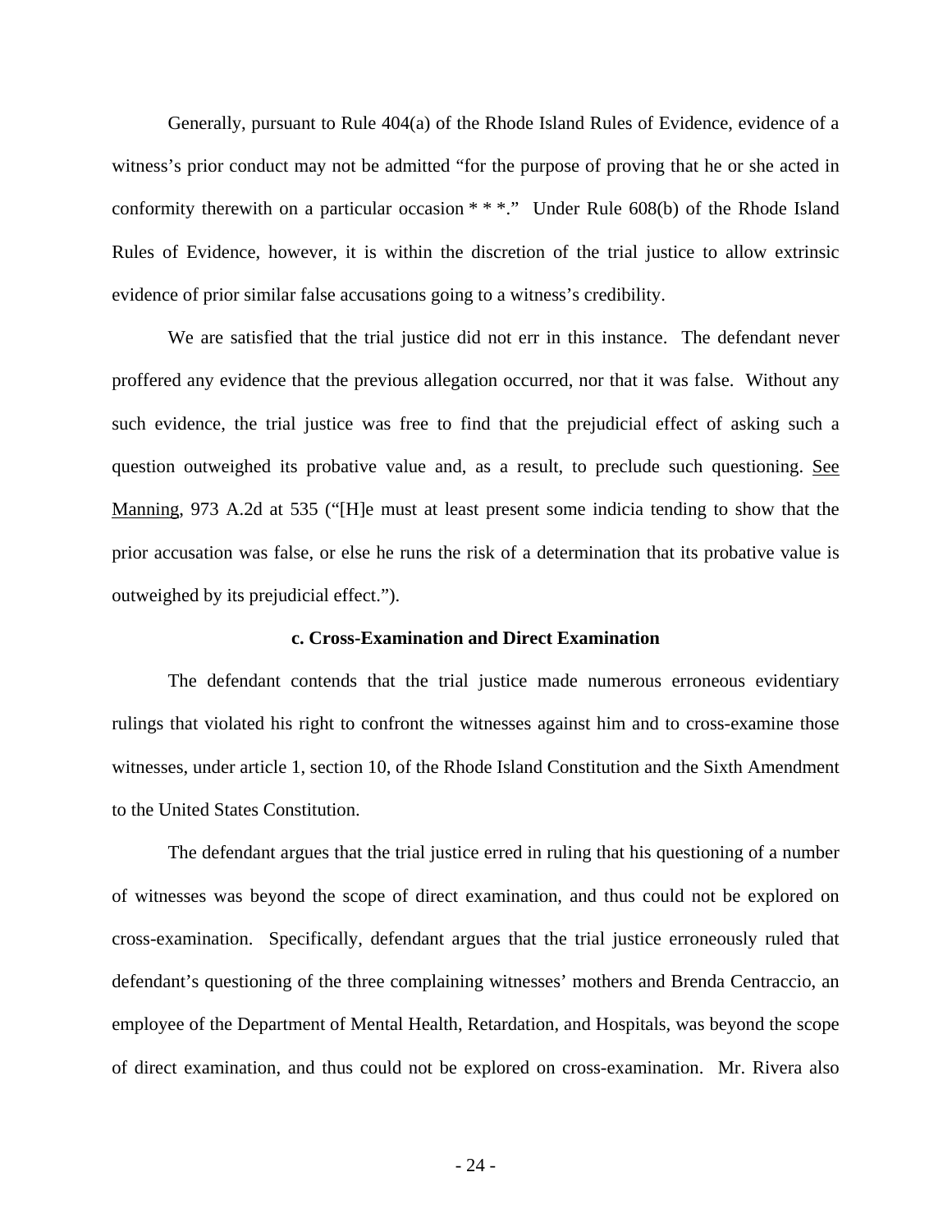Generally, pursuant to Rule 404(a) of the Rhode Island Rules of Evidence, evidence of a witness's prior conduct may not be admitted "for the purpose of proving that he or she acted in conformity therewith on a particular occasion * * *." Under Rule 608(b) of the Rhode Island Rules of Evidence, however, it is within the discretion of the trial justice to allow extrinsic evidence of prior similar false accusations going to a witness's credibility.

We are satisfied that the trial justice did not err in this instance. The defendant never proffered any evidence that the previous allegation occurred, nor that it was false. Without any such evidence, the trial justice was free to find that the prejudicial effect of asking such a question outweighed its probative value and, as a result, to preclude such questioning. See Manning, 973 A.2d at 535 ("[H]e must at least present some indicia tending to show that the prior accusation was false, or else he runs the risk of a determination that its probative value is outweighed by its prejudicial effect.").

**c. Cross-Examination and Direct Examination**

The defendant contends that the trial justice made numerous erroneous evidentiary rulings that violated his right to confront the witnesses against him and to cross-examine those witnesses, under article 1, section 10, of the Rhode Island Constitution and the Sixth Amendment to the United States Constitution.

The defendant argues that the trial justice erred in ruling that his questioning of a number of witnesses was beyond the scope of direct examination, and thus could not be explored on cross-examination. Specifically, defendant argues that the trial justice erroneously ruled that defendant's questioning of the three complaining witnesses' mothers and Brenda Centraccio, an employee of the Department of Mental Health, Retardation, and Hospitals, was beyond the scope of direct examination, and thus could not be explored on cross-examination. Mr. Rivera also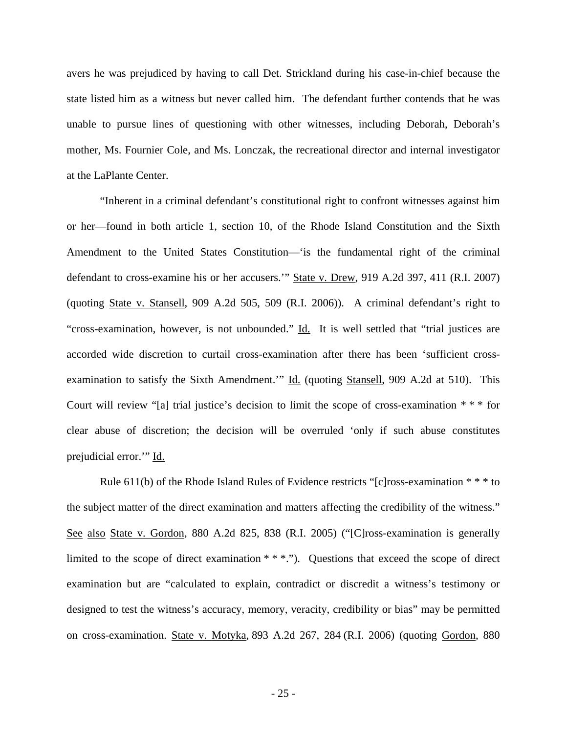avers he was prejudiced by having to call Det. Strickland during his case-in-chief because the state listed him as a witness but never called him. The defendant further contends that he was unable to pursue lines of questioning with other witnesses, including Deborah, Deborah's mother, Ms. Fournier Cole, and Ms. Lonczak, the recreational director and internal investigator at the LaPlante Center.

"Inherent in a criminal defendant's constitutional right to confront witnesses against him or her—found in both article 1, section 10, of the Rhode Island Constitution and the Sixth Amendment to the United States Constitution—'is the fundamental right of the criminal defendant to cross-examine his or her accusers.'" State v. Drew, 919 A.2d 397, 411 (R.I. 2007) (quoting State v. Stansell, 909 A.2d 505, 509 (R.I. 2006)). A criminal defendant's right to "cross-examination, however, is not unbounded." Id. It is well settled that "trial justices are accorded wide discretion to curtail cross-examination after there has been 'sufficient cross-examination to satisfy the Sixth Amendment.'" Id. (quoting Stansell, 909 A.2d at 510). This Court will review "[a] trial justice's decision to limit the scope of cross-examination * * * for clear abuse of discretion; the decision will be overruled 'only if such abuse constitutes prejudicial error.'" Id.

Rule 611(b) of the Rhode Island Rules of Evidence restricts "[c]ross-examination * * * to the subject matter of the direct examination and matters affecting the credibility of the witness." See also State v. Gordon, 880 A.2d 825, 838 (R.I. 2005) ("[C]ross-examination is generally limited to the scope of direct examination * * *."). Questions that exceed the scope of direct examination but are "calculated to explain, contradict or discredit a witness's testimony or designed to test the witness's accuracy, memory, veracity, credibility or bias" may be permitted on cross-examination. State v. Motyka, 893 A.2d 267, 284 (R.I. 2006) (quoting Gordon, 880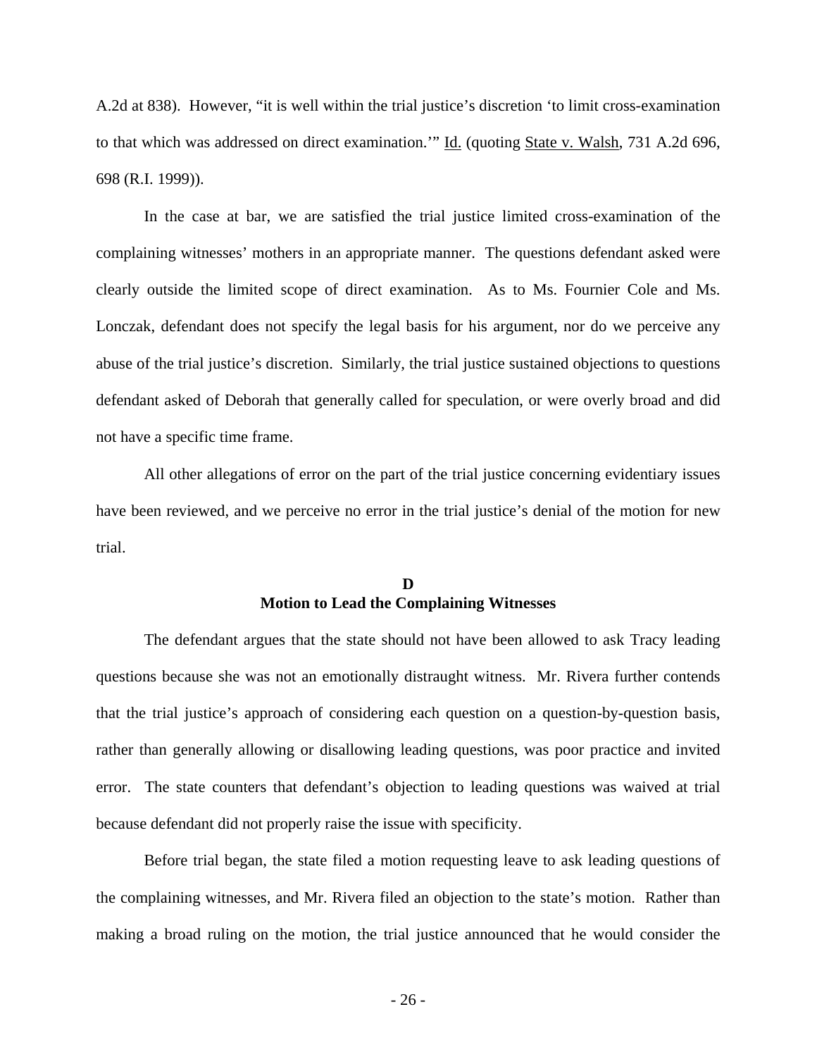A.2d at 838). However, "it is well within the trial justice's discretion 'to limit cross-examination to that which was addressed on direct examination.'" Id. (quoting State v. Walsh, 731 A.2d 696, 698 (R.I. 1999)).

In the case at bar, we are satisfied the trial justice limited cross-examination of the complaining witnesses' mothers in an appropriate manner. The questions defendant asked were clearly outside the limited scope of direct examination. As to Ms. Fournier Cole and Ms. Lonczak, defendant does not specify the legal basis for his argument, nor do we perceive any abuse of the trial justice's discretion. Similarly, the trial justice sustained objections to questions defendant asked of Deborah that generally called for speculation, or were overly broad and did not have a specific time frame.

All other allegations of error on the part of the trial justice concerning evidentiary issues have been reviewed, and we perceive no error in the trial justice's denial of the motion for new trial.

### D
### Motion to Lead the Complaining Witnesses

The defendant argues that the state should not have been allowed to ask Tracy leading questions because she was not an emotionally distraught witness. Mr. Rivera further contends that the trial justice's approach of considering each question on a question-by-question basis, rather than generally allowing or disallowing leading questions, was poor practice and invited error. The state counters that defendant's objection to leading questions was waived at trial because defendant did not properly raise the issue with specificity.

Before trial began, the state filed a motion requesting leave to ask leading questions of the complaining witnesses, and Mr. Rivera filed an objection to the state's motion. Rather than making a broad ruling on the motion, the trial justice announced that he would consider the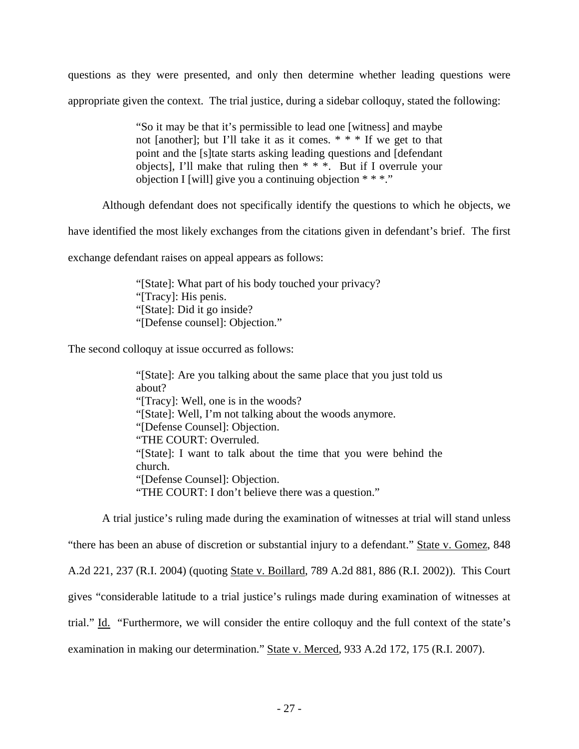questions as they were presented, and only then determine whether leading questions were appropriate given the context. The trial justice, during a sidebar colloquy, stated the following:

> "So it may be that it's permissible to lead one [witness] and maybe not [another]; but I'll take it as it comes. * * * If we get to that point and the [s]tate starts asking leading questions and [defendant objects], I'll make that ruling then * * *. But if I overrule your objection I [will] give you a continuing objection * * *."

Although defendant does not specifically identify the questions to which he objects, we have identified the most likely exchanges from the citations given in defendant's brief. The first exchange defendant raises on appeal appears as follows:

> "[State]: What part of his body touched your privacy?
> "[Tracy]: His penis.
> "[State]: Did it go inside?
> "[Defense counsel]: Objection."

The second colloquy at issue occurred as follows:

> "[State]: Are you talking about the same place that you just told us about?
> "[Tracy]: Well, one is in the woods?
> "[State]: Well, I'm not talking about the woods anymore.
> "[Defense Counsel]: Objection.
> "THE COURT: Overruled.
> "[State]: I want to talk about the time that you were behind the church.
> "[Defense Counsel]: Objection.
> "THE COURT: I don't believe there was a question."

A trial justice's ruling made during the examination of witnesses at trial will stand unless "there has been an abuse of discretion or substantial injury to a defendant." State v. Gomez, 848 A.2d 221, 237 (R.I. 2004) (quoting State v. Boillard, 789 A.2d 881, 886 (R.I. 2002)). This Court gives "considerable latitude to a trial justice's rulings made during examination of witnesses at trial." Id. "Furthermore, we will consider the entire colloquy and the full context of the state's examination in making our determination." State v. Merced, 933 A.2d 172, 175 (R.I. 2007).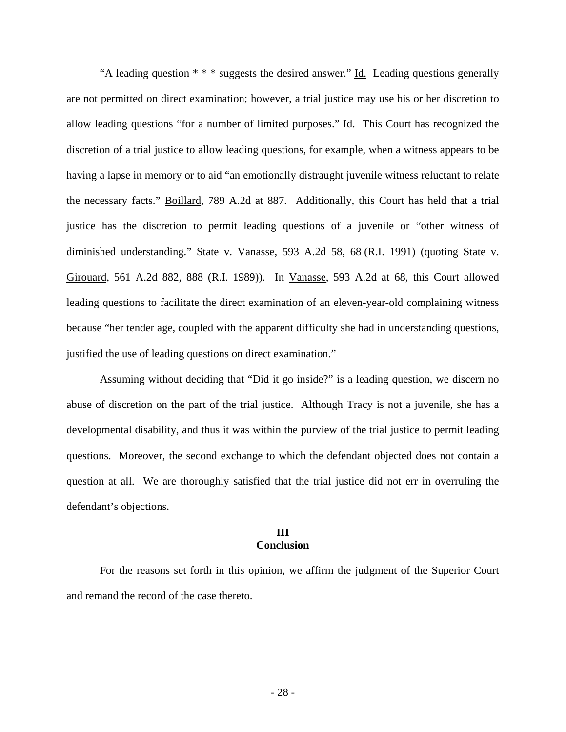"A leading question * * * suggests the desired answer." Id. Leading questions generally are not permitted on direct examination; however, a trial justice may use his or her discretion to allow leading questions "for a number of limited purposes." Id. This Court has recognized the discretion of a trial justice to allow leading questions, for example, when a witness appears to be having a lapse in memory or to aid "an emotionally distraught juvenile witness reluctant to relate the necessary facts." Boillard, 789 A.2d at 887. Additionally, this Court has held that a trial justice has the discretion to permit leading questions of a juvenile or "other witness of diminished understanding." State v. Vanasse, 593 A.2d 58, 68 (R.I. 1991) (quoting State v. Girouard, 561 A.2d 882, 888 (R.I. 1989)). In Vanasse, 593 A.2d at 68, this Court allowed leading questions to facilitate the direct examination of an eleven-year-old complaining witness because "her tender age, coupled with the apparent difficulty she had in understanding questions, justified the use of leading questions on direct examination."

Assuming without deciding that "Did it go inside?" is a leading question, we discern no abuse of discretion on the part of the trial justice. Although Tracy is not a juvenile, she has a developmental disability, and thus it was within the purview of the trial justice to permit leading questions. Moreover, the second exchange to which the defendant objected does not contain a question at all. We are thoroughly satisfied that the trial justice did not err in overruling the defendant's objections.

## III
## Conclusion

For the reasons set forth in this opinion, we affirm the judgment of the Superior Court and remand the record of the case thereto.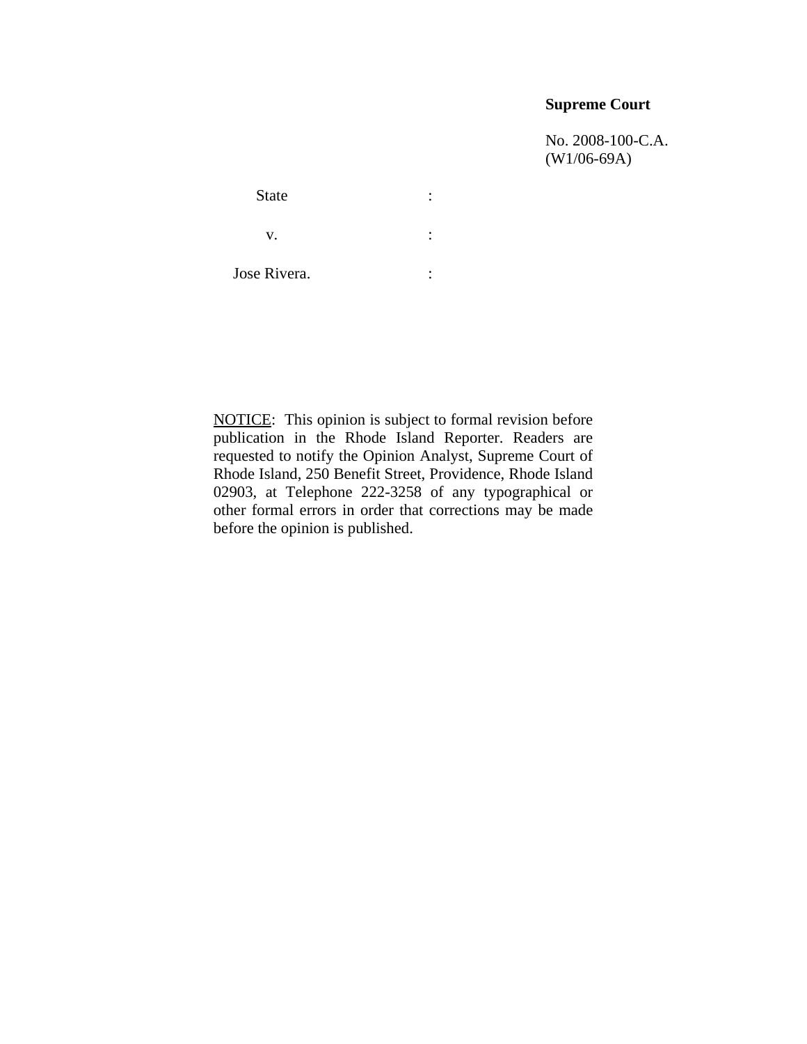**Supreme Court**

No. 2008-100-C.A.
(W1/06-69A)

| | |
|---|---|
| State | : |
| v. | : |
| Jose Rivera. | : |

NOTICE: This opinion is subject to formal revision before publication in the Rhode Island Reporter. Readers are requested to notify the Opinion Analyst, Supreme Court of Rhode Island, 250 Benefit Street, Providence, Rhode Island 02903, at Telephone 222-3258 of any typographical or other formal errors in order that corrections may be made before the opinion is published.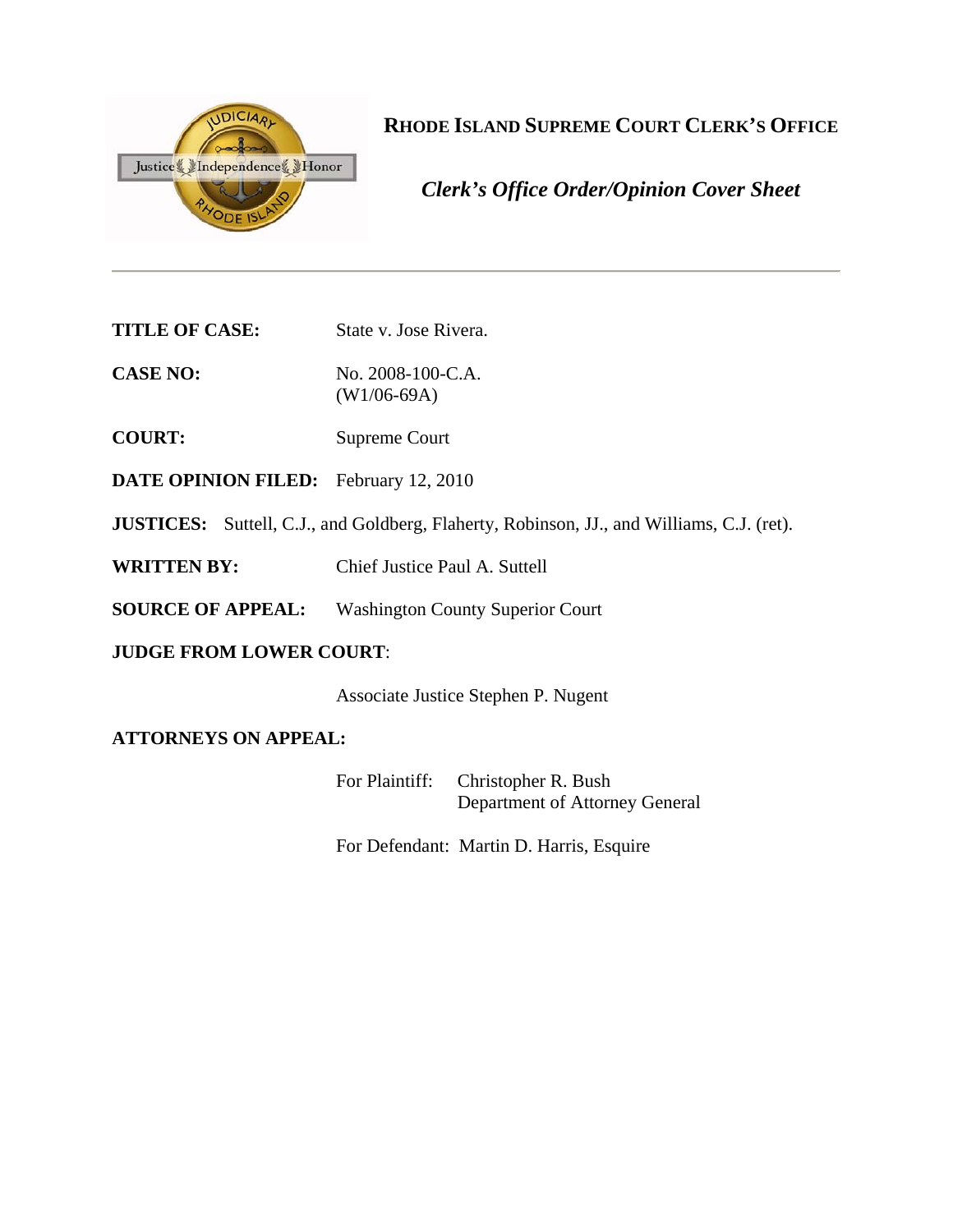# RHODE ISLAND SUPREME COURT CLERK'S OFFICE

***Clerk's Office Order/Opinion Cover Sheet***

---

**TITLE OF CASE:** State v. Jose Rivera.

**CASE NO:** No. 2008-100-C.A.
(W1/06-69A)

**COURT:** Supreme Court

**DATE OPINION FILED:** February 12, 2010

**JUSTICES:** Suttell, C.J., and Goldberg, Flaherty, Robinson, JJ., and Williams, C.J. (ret).

**WRITTEN BY:** Chief Justice Paul A. Suttell

**SOURCE OF APPEAL:** Washington County Superior Court

**JUDGE FROM LOWER COURT**:

Associate Justice Stephen P. Nugent

**ATTORNEYS ON APPEAL:**

For Plaintiff: Christopher R. Bush
Department of Attorney General

For Defendant: Martin D. Harris, Esquire